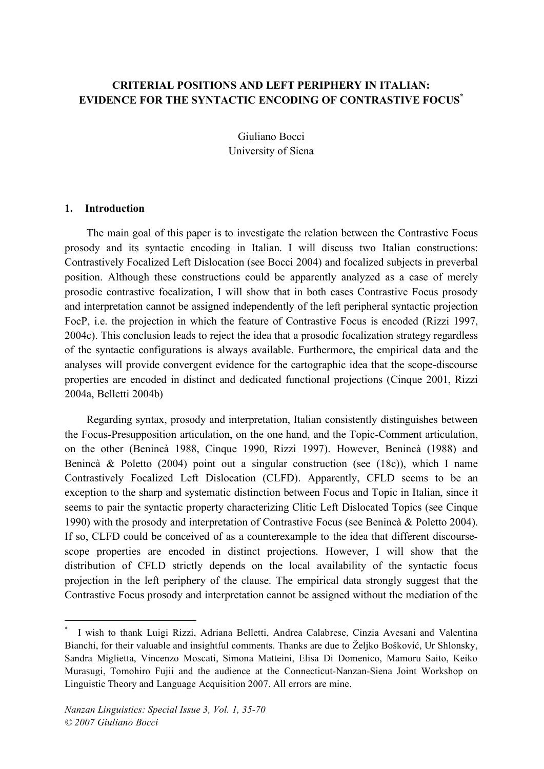# CRITERIAL POSITIONS AND LEFT PERIPHERY IN ITALIAN: EVIDENCE FOR THE SYNTACTIC ENCODING OF CONTRASTIVE FOCUS[*]

Giuliano Bocci
University of Siena

## 1. Introduction

The main goal of this paper is to investigate the relation between the Contrastive Focus prosody and its syntactic encoding in Italian. I will discuss two Italian constructions: Contrastively Focalized Left Dislocation (see Bocci 2004) and focalized subjects in preverbal position. Although these constructions could be apparently analyzed as a case of merely prosodic contrastive focalization, I will show that in both cases Contrastive Focus prosody and interpretation cannot be assigned independently of the left peripheral syntactic projection FocP, i.e. the projection in which the feature of Contrastive Focus is encoded (Rizzi 1997, 2004c). This conclusion leads to reject the idea that a prosodic focalization strategy regardless of the syntactic configurations is always available. Furthermore, the empirical data and the analyses will provide convergent evidence for the cartographic idea that the scope-discourse properties are encoded in distinct and dedicated functional projections (Cinque 2001, Rizzi 2004a, Belletti 2004b)

Regarding syntax, prosody and interpretation, Italian consistently distinguishes between the Focus-Presupposition articulation, on the one hand, and the Topic-Comment articulation, on the other (Benincà 1988, Cinque 1990, Rizzi 1997). However, Benincà (1988) and Benincà & Poletto (2004) point out a singular construction (see (18c)), which I name Contrastively Focalized Left Dislocation (CLFD). Apparently, CFLD seems to be an exception to the sharp and systematic distinction between Focus and Topic in Italian, since it seems to pair the syntactic property characterizing Clitic Left Dislocated Topics (see Cinque 1990) with the prosody and interpretation of Contrastive Focus (see Benincà & Poletto 2004). If so, CLFD could be conceived of as a counterexample to the idea that different discourse-scope properties are encoded in distinct projections. However, I will show that the distribution of CFLD strictly depends on the local availability of the syntactic focus projection in the left periphery of the clause. The empirical data strongly suggest that the Contrastive Focus prosody and interpretation cannot be assigned without the mediation of the

---

[*] I wish to thank Luigi Rizzi, Adriana Belletti, Andrea Calabrese, Cinzia Avesani and Valentina Bianchi, for their valuable and insightful comments. Thanks are due to Željko Bošković, Ur Shlonsky, Sandra Miglietta, Vincenzo Moscati, Simona Matteini, Elisa Di Domenico, Mamoru Saito, Keiko Murasugi, Tomohiro Fujii and the audience at the Connecticut-Nanzan-Siena Joint Workshop on Linguistic Theory and Language Acquisition 2007. All errors are mine.

*Nanzan Linguistics: Special Issue 3, Vol. 1, 35-70*
*© 2007 Giuliano Bocci*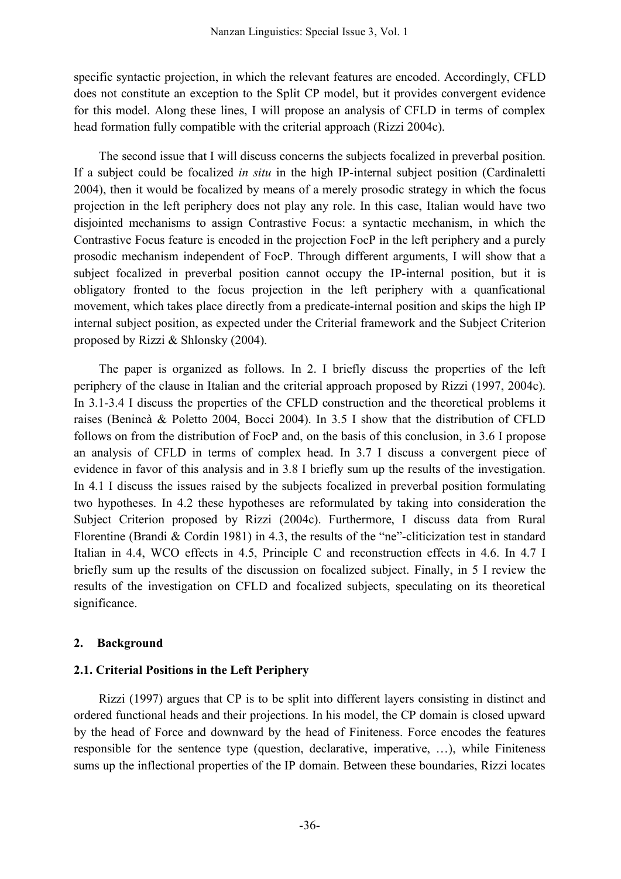specific syntactic projection, in which the relevant features are encoded. Accordingly, CFLD does not constitute an exception to the Split CP model, but it provides convergent evidence for this model. Along these lines, I will propose an analysis of CFLD in terms of complex head formation fully compatible with the criterial approach (Rizzi 2004c).

The second issue that I will discuss concerns the subjects focalized in preverbal position. If a subject could be focalized *in situ* in the high IP-internal subject position (Cardinaletti 2004), then it would be focalized by means of a merely prosodic strategy in which the focus projection in the left periphery does not play any role. In this case, Italian would have two disjointed mechanisms to assign Contrastive Focus: a syntactic mechanism, in which the Contrastive Focus feature is encoded in the projection FocP in the left periphery and a purely prosodic mechanism independent of FocP. Through different arguments, I will show that a subject focalized in preverbal position cannot occupy the IP-internal position, but it is obligatory fronted to the focus projection in the left periphery with a quanficational movement, which takes place directly from a predicate-internal position and skips the high IP internal subject position, as expected under the Criterial framework and the Subject Criterion proposed by Rizzi & Shlonsky (2004).

The paper is organized as follows. In 2. I briefly discuss the properties of the left periphery of the clause in Italian and the criterial approach proposed by Rizzi (1997, 2004c). In 3.1-3.4 I discuss the properties of the CFLD construction and the theoretical problems it raises (Benincà & Poletto 2004, Bocci 2004). In 3.5 I show that the distribution of CFLD follows on from the distribution of FocP and, on the basis of this conclusion, in 3.6 I propose an analysis of CFLD in terms of complex head. In 3.7 I discuss a convergent piece of evidence in favor of this analysis and in 3.8 I briefly sum up the results of the investigation. In 4.1 I discuss the issues raised by the subjects focalized in preverbal position formulating two hypotheses. In 4.2 these hypotheses are reformulated by taking into consideration the Subject Criterion proposed by Rizzi (2004c). Furthermore, I discuss data from Rural Florentine (Brandi & Cordin 1981) in 4.3, the results of the "ne"-cliticization test in standard Italian in 4.4, WCO effects in 4.5, Principle C and reconstruction effects in 4.6. In 4.7 I briefly sum up the results of the discussion on focalized subject. Finally, in 5 I review the results of the investigation on CFLD and focalized subjects, speculating on its theoretical significance.

## 2. Background

### 2.1. Criterial Positions in the Left Periphery

Rizzi (1997) argues that CP is to be split into different layers consisting in distinct and ordered functional heads and their projections. In his model, the CP domain is closed upward by the head of Force and downward by the head of Finiteness. Force encodes the features responsible for the sentence type (question, declarative, imperative, …), while Finiteness sums up the inflectional properties of the IP domain. Between these boundaries, Rizzi locates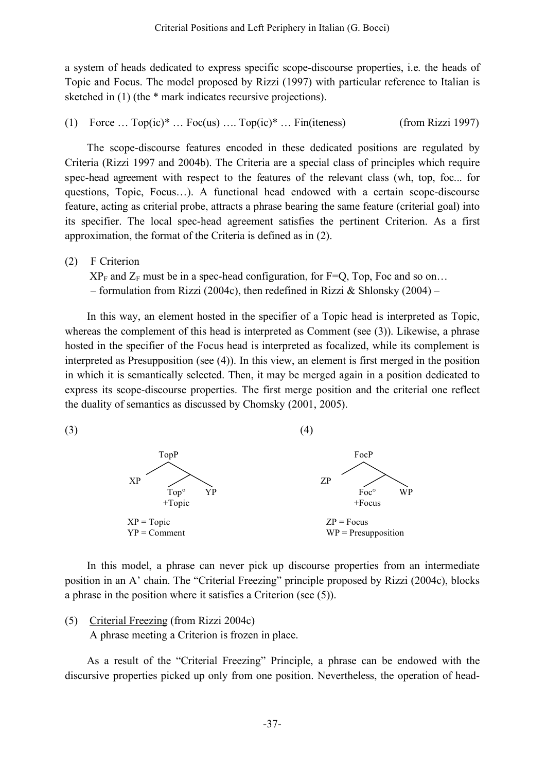a system of heads dedicated to express specific scope-discourse properties, i.e. the heads of Topic and Focus. The model proposed by Rizzi (1997) with particular reference to Italian is sketched in (1) (the * mark indicates recursive projections).

(1) Force … Top(ic)* … Foc(us) …. Top(ic)* … Fin(iteness) (from Rizzi 1997)

The scope-discourse features encoded in these dedicated positions are regulated by Criteria (Rizzi 1997 and 2004b). The Criteria are a special class of principles which require spec-head agreement with respect to the features of the relevant class (wh, top, foc... for questions, Topic, Focus…). A functional head endowed with a certain scope-discourse feature, acting as criterial probe, attracts a phrase bearing the same feature (criterial goal) into its specifier. The local spec-head agreement satisfies the pertinent Criterion. As a first approximation, the format of the Criteria is defined as in (2).

(2) F Criterion
$XP_F$ and $Z_F$ must be in a spec-head configuration, for F=Q, Top, Foc and so on…
– formulation from Rizzi (2004c), then redefined in Rizzi & Shlonsky (2004) –

In this way, an element hosted in the specifier of a Topic head is interpreted as Topic, whereas the complement of this head is interpreted as Comment (see (3)). Likewise, a phrase hosted in the specifier of the Focus head is interpreted as focalized, while its complement is interpreted as Presupposition (see (4)). In this view, an element is first merged in the position in which it is semantically selected. Then, it may be merged again in a position dedicated to express its scope-discourse properties. The first merge position and the criterial one reflect the duality of semantics as discussed by Chomsky (2001, 2005).

(3)

```
        TopP
       /    \
     XP      \
           /   \
        Top°    YP
       +Topic
```

XP = Topic
YP = Comment

(4)

```
        FocP
       /    \
     ZP      \
           /   \
        Foc°    WP
       +Focus
```

ZP = Focus
WP = Presupposition

In this model, a phrase can never pick up discourse properties from an intermediate position in an A' chain. The "Criterial Freezing" principle proposed by Rizzi (2004c), blocks a phrase in the position where it satisfies a Criterion (see (5)).

(5) Criterial Freezing (from Rizzi 2004c)
A phrase meeting a Criterion is frozen in place.

As a result of the "Criterial Freezing" Principle, a phrase can be endowed with the discursive properties picked up only from one position. Nevertheless, the operation of head-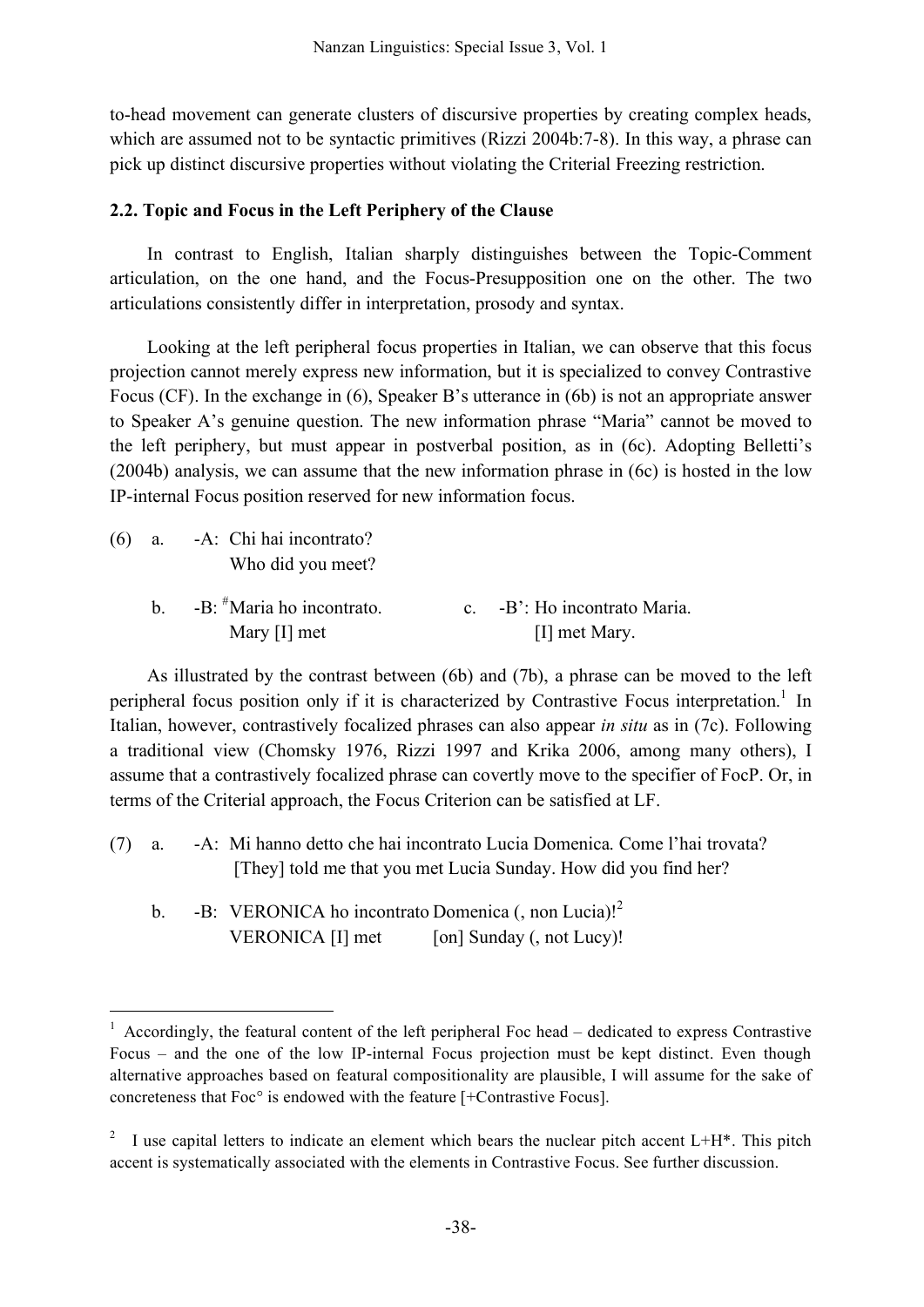to-head movement can generate clusters of discursive properties by creating complex heads, which are assumed not to be syntactic primitives (Rizzi 2004b:7-8). In this way, a phrase can pick up distinct discursive properties without violating the Criterial Freezing restriction.

### 2.2. Topic and Focus in the Left Periphery of the Clause

In contrast to English, Italian sharply distinguishes between the Topic-Comment articulation, on the one hand, and the Focus-Presupposition one on the other. The two articulations consistently differ in interpretation, prosody and syntax.

Looking at the left peripheral focus properties in Italian, we can observe that this focus projection cannot merely express new information, but it is specialized to convey Contrastive Focus (CF). In the exchange in (6), Speaker B's utterance in (6b) is not an appropriate answer to Speaker A's genuine question. The new information phrase "Maria" cannot be moved to the left periphery, but must appear in postverbal position, as in (6c). Adopting Belletti's (2004b) analysis, we can assume that the new information phrase in (6c) is hosted in the low IP-internal Focus position reserved for new information focus.

(6) a. -A: Chi hai incontrato?
   Who did you meet?

   b. -B: #Maria ho incontrato.
   Mary [I] met

   c. -B': Ho incontrato Maria.
   [I] met Mary.

As illustrated by the contrast between (6b) and (7b), a phrase can be moved to the left peripheral focus position only if it is characterized by Contrastive Focus interpretation.[1] In Italian, however, contrastively focalized phrases can also appear *in situ* as in (7c). Following a traditional view (Chomsky 1976, Rizzi 1997 and Krika 2006, among many others), I assume that a contrastively focalized phrase can covertly move to the specifier of FocP. Or, in terms of the Criterial approach, the Focus Criterion can be satisfied at LF.

(7) a. -A: Mi hanno detto che hai incontrato Lucia Domenica. Come l'hai trovata?
   [They] told me that you met Lucia Sunday. How did you find her?

   b. -B: VERONICA ho incontrato Domenica (, non Lucia)![2]
   VERONICA [I] met [on] Sunday (, not Lucy)!

---

[1] Accordingly, the featural content of the left peripheral Foc head – dedicated to express Contrastive Focus – and the one of the low IP-internal Focus projection must be kept distinct. Even though alternative approaches based on featural compositionality are plausible, I will assume for the sake of concreteness that Foc° is endowed with the feature [+Contrastive Focus].

[2] I use capital letters to indicate an element which bears the nuclear pitch accent L+H*. This pitch accent is systematically associated with the elements in Contrastive Focus. See further discussion.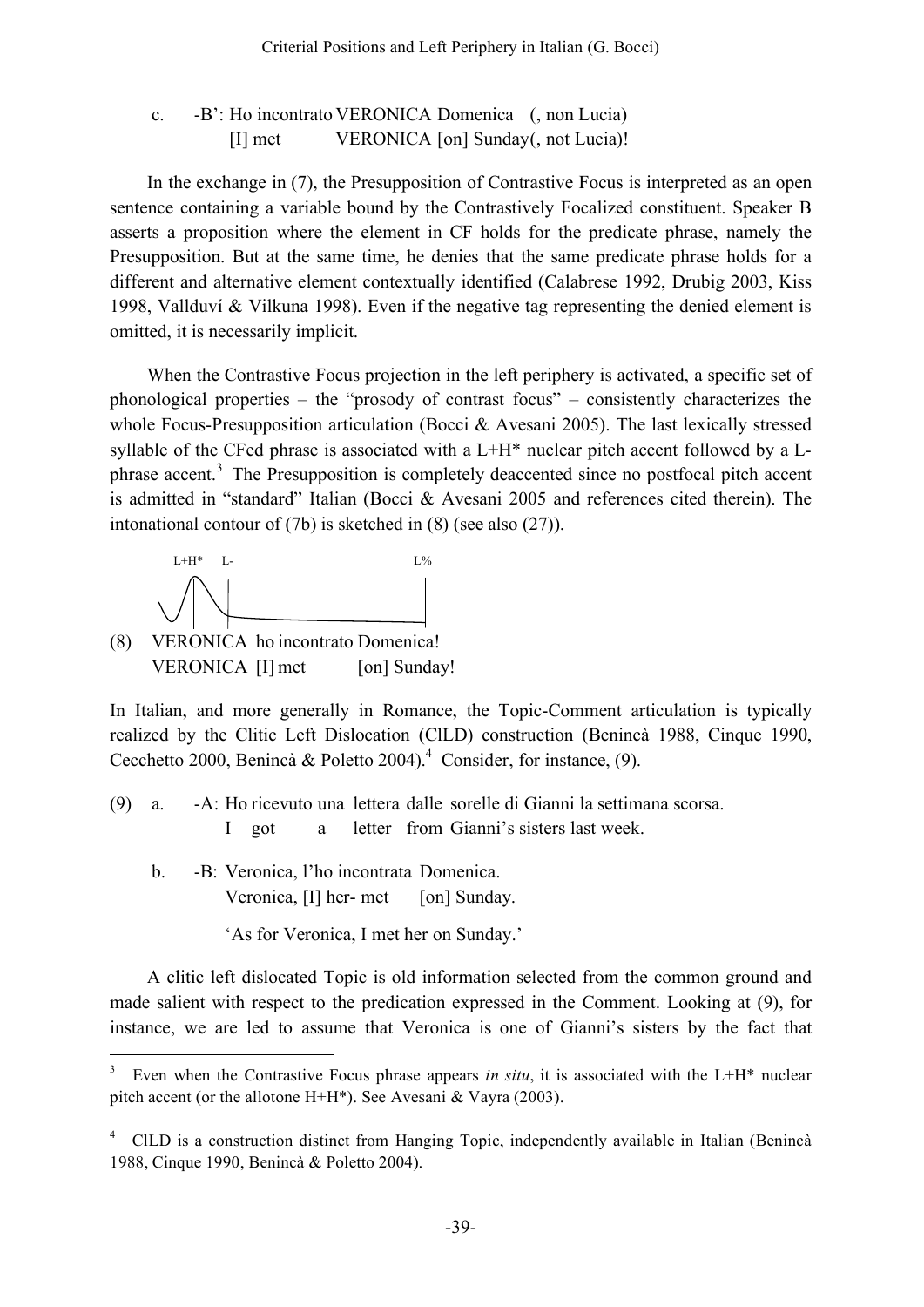c. -B': Ho incontrato VERONICA Domenica (, non Lucia)
   [I] met VERONICA [on] Sunday(, not Lucia)!

In the exchange in (7), the Presupposition of Contrastive Focus is interpreted as an open sentence containing a variable bound by the Contrastively Focalized constituent. Speaker B asserts a proposition where the element in CF holds for the predicate phrase, namely the Presupposition. But at the same time, he denies that the same predicate phrase holds for a different and alternative element contextually identified (Calabrese 1992, Drubig 2003, Kiss 1998, Vallduví & Vilkuna 1998). Even if the negative tag representing the denied element is omitted, it is necessarily implicit.

When the Contrastive Focus projection in the left periphery is activated, a specific set of phonological properties – the "prosody of contrast focus" – consistently characterizes the whole Focus-Presupposition articulation (Bocci & Avesani 2005). The last lexically stressed syllable of the CFed phrase is associated with a L+H* nuclear pitch accent followed by a L- phrase accent.[3] The Presupposition is completely deaccented since no postfocal pitch accent is admitted in "standard" Italian (Bocci & Avesani 2005 and references cited therein). The intonational contour of (7b) is sketched in (8) (see also (27)).

L+H* L- L%

(8) VERONICA ho incontrato Domenica!
    VERONICA [I] met [on] Sunday!

In Italian, and more generally in Romance, the Topic-Comment articulation is typically realized by the Clitic Left Dislocation (ClLD) construction (Benincà 1988, Cinque 1990, Cecchetto 2000, Benincà & Poletto 2004).[4] Consider, for instance, (9).

(9) a. -A: Ho ricevuto una lettera dalle sorelle di Gianni la settimana scorsa.
       I got a letter from Gianni's sisters last week.

   b. -B: Veronica, l'ho incontrata Domenica.
       Veronica, [I] her- met [on] Sunday.

       'As for Veronica, I met her on Sunday.'

A clitic left dislocated Topic is old information selected from the common ground and made salient with respect to the predication expressed in the Comment. Looking at (9), for instance, we are led to assume that Veronica is one of Gianni's sisters by the fact that

---

[3] Even when the Contrastive Focus phrase appears *in situ*, it is associated with the L+H* nuclear pitch accent (or the allotone H+H*). See Avesani & Vayra (2003).

[4] ClLD is a construction distinct from Hanging Topic, independently available in Italian (Benincà 1988, Cinque 1990, Benincà & Poletto 2004).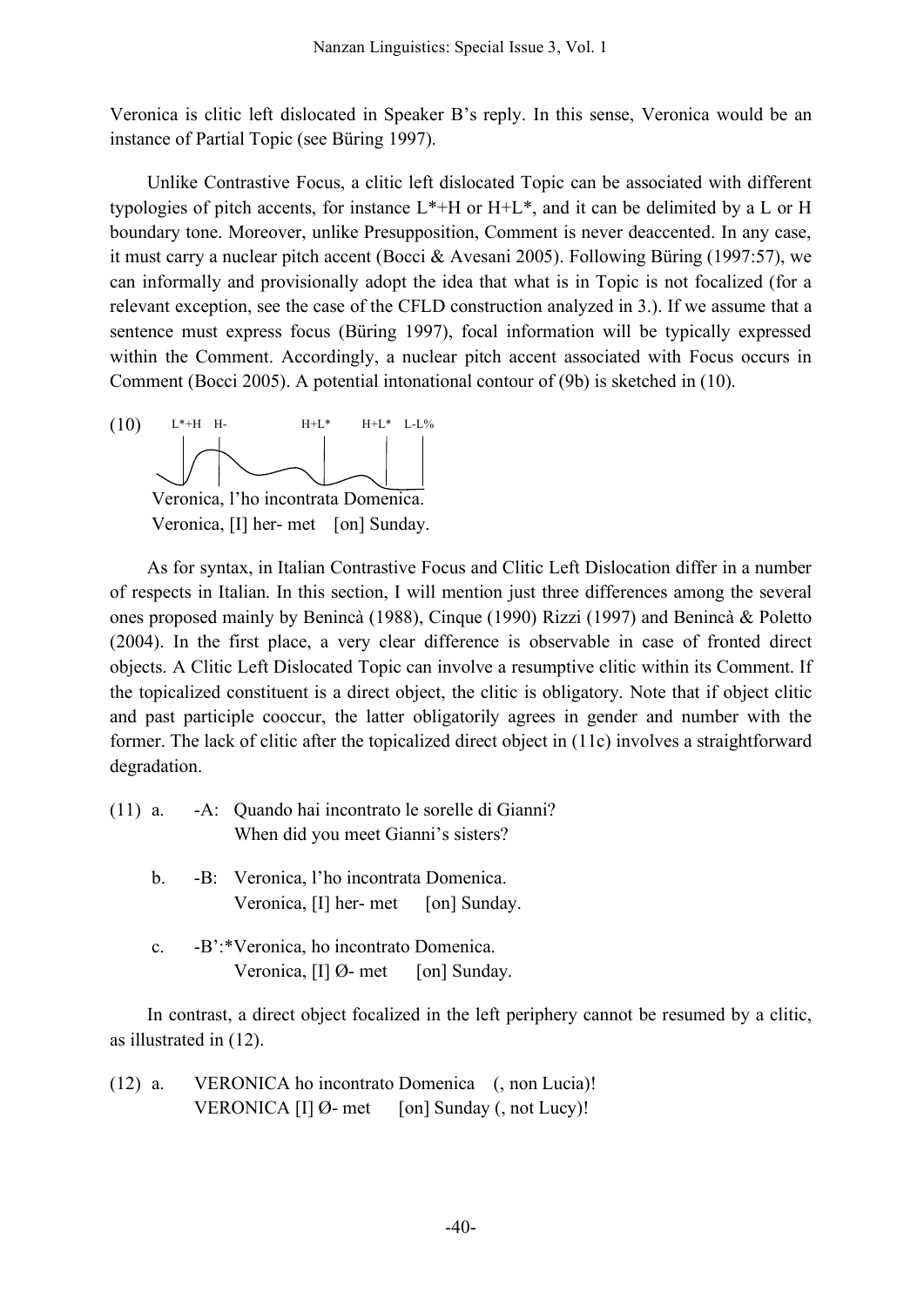Veronica is clitic left dislocated in Speaker B's reply. In this sense, Veronica would be an instance of Partial Topic (see Büring 1997).

Unlike Contrastive Focus, a clitic left dislocated Topic can be associated with different typologies of pitch accents, for instance L*+H or H+L*, and it can be delimited by a L or H boundary tone. Moreover, unlike Presupposition, Comment is never deaccented. In any case, it must carry a nuclear pitch accent (Bocci & Avesani 2005). Following Büring (1997:57), we can informally and provisionally adopt the idea that what is in Topic is not focalized (for a relevant exception, see the case of the CFLD construction analyzed in 3.). If we assume that a sentence must express focus (Büring 1997), focal information will be typically expressed within the Comment. Accordingly, a nuclear pitch accent associated with Focus occurs in Comment (Bocci 2005). A potential intonational contour of (9b) is sketched in (10).

(10) L*+H H- H+L* H+L* L-L%

Veronica, l'ho incontrata Domenica.
Veronica, [I] her- met [on] Sunday.

As for syntax, in Italian Contrastive Focus and Clitic Left Dislocation differ in a number of respects in Italian. In this section, I will mention just three differences among the several ones proposed mainly by Benincà (1988), Cinque (1990) Rizzi (1997) and Benincà & Poletto (2004). In the first place, a very clear difference is observable in case of fronted direct objects. A Clitic Left Dislocated Topic can involve a resumptive clitic within its Comment. If the topicalized constituent is a direct object, the clitic is obligatory. Note that if object clitic and past participle cooccur, the latter obligatorily agrees in gender and number with the former. The lack of clitic after the topicalized direct object in (11c) involves a straightforward degradation.

(11) a. -A: Quando hai incontrato le sorelle di Gianni?
When did you meet Gianni's sisters?

b. -B: Veronica, l'ho incontrata Domenica.
Veronica, [I] her- met [on] Sunday.

c. -B':*Veronica, ho incontrato Domenica.
Veronica, [I] Ø- met [on] Sunday.

In contrast, a direct object focalized in the left periphery cannot be resumed by a clitic, as illustrated in (12).

(12) a. VERONICA ho incontrato Domenica (, non Lucia)!
VERONICA [I] Ø- met [on] Sunday (, not Lucy)!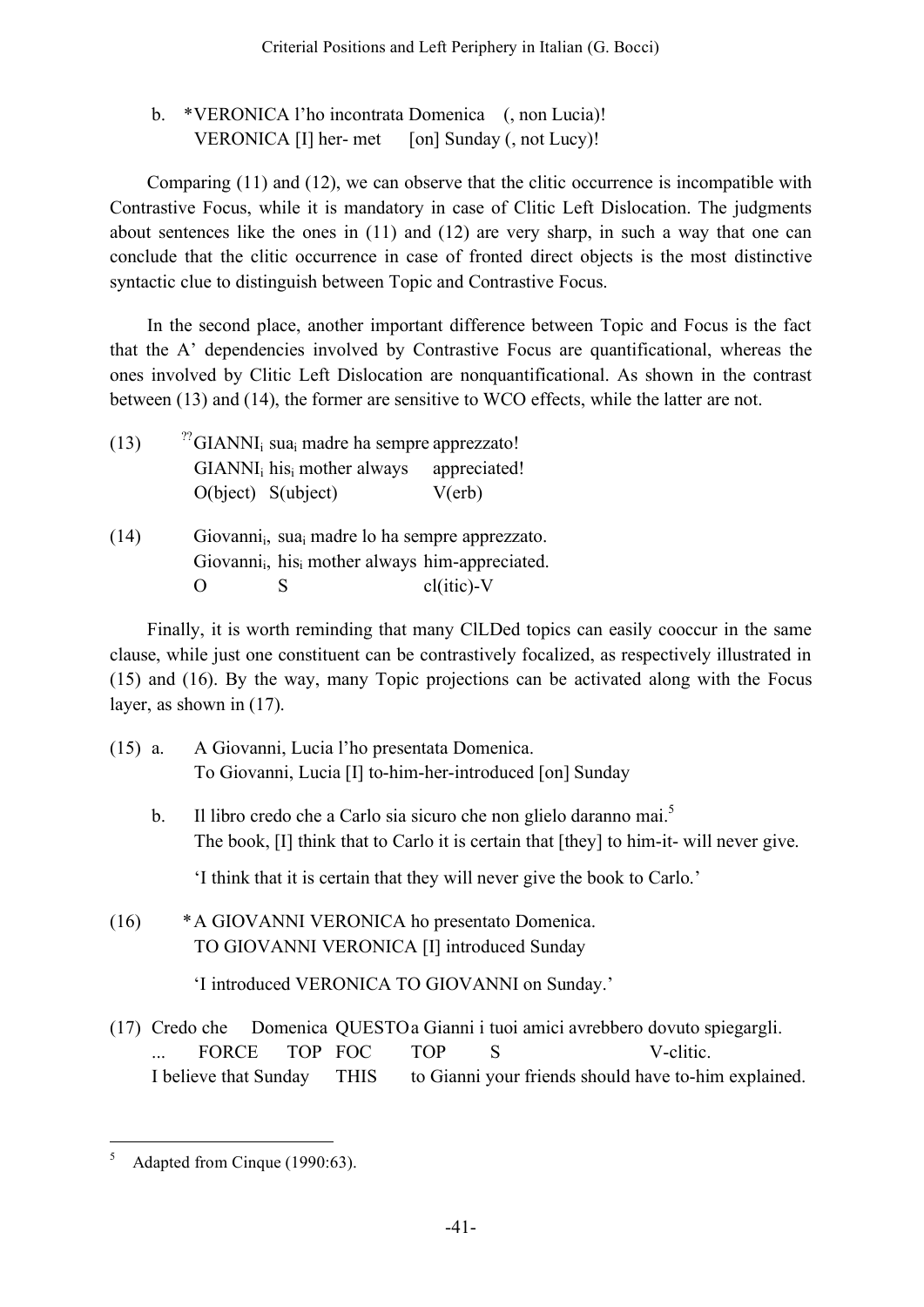b. *VERONICA l'ho incontrata Domenica (, non Lucia)!
   VERONICA [I] her- met [on] Sunday (, not Lucy)!

Comparing (11) and (12), we can observe that the clitic occurrence is incompatible with Contrastive Focus, while it is mandatory in case of Clitic Left Dislocation. The judgments about sentences like the ones in (11) and (12) are very sharp, in such a way that one can conclude that the clitic occurrence in case of fronted direct objects is the most distinctive syntactic clue to distinguish between Topic and Contrastive Focus.

In the second place, another important difference between Topic and Focus is the fact that the A' dependencies involved by Contrastive Focus are quantificational, whereas the ones involved by Clitic Left Dislocation are nonquantificational. As shown in the contrast between (13) and (14), the former are sensitive to WCO effects, while the latter are not.

(13) ??GIANNI$_i$ sua$_i$ madre ha sempre apprezzato!
   GIANNI$_i$ his$_i$ mother always appreciated!
   O(bject) S(ubject) V(erb)

(14) Giovanni$_i$, sua$_i$ madre lo ha sempre apprezzato.
   Giovanni$_i$, his$_i$ mother always him-appreciated.
   O S cl(itic)-V

Finally, it is worth reminding that many ClLDed topics can easily cooccur in the same clause, while just one constituent can be contrastively focalized, as respectively illustrated in (15) and (16). By the way, many Topic projections can be activated along with the Focus layer, as shown in (17).

(15) a. A Giovanni, Lucia l'ho presentata Domenica.
   To Giovanni, Lucia [I] to-him-her-introduced [on] Sunday

b. Il libro credo che a Carlo sia sicuro che non glielo daranno mai.[5]
   The book, [I] think that to Carlo it is certain that [they] to him-it- will never give.

   'I think that it is certain that they will never give the book to Carlo.'

(16) *A GIOVANNI VERONICA ho presentato Domenica.
   TO GIOVANNI VERONICA [I] introduced Sunday

   'I introduced VERONICA TO GIOVANNI on Sunday.'

(17) Credo che Domenica QUESTO a Gianni i tuoi amici avrebbero dovuto spiegargli.
   ... FORCE TOP FOC TOP S V-clitic.
   I believe that Sunday THIS to Gianni your friends should have to-him explained.

---

[5] Adapted from Cinque (1990:63).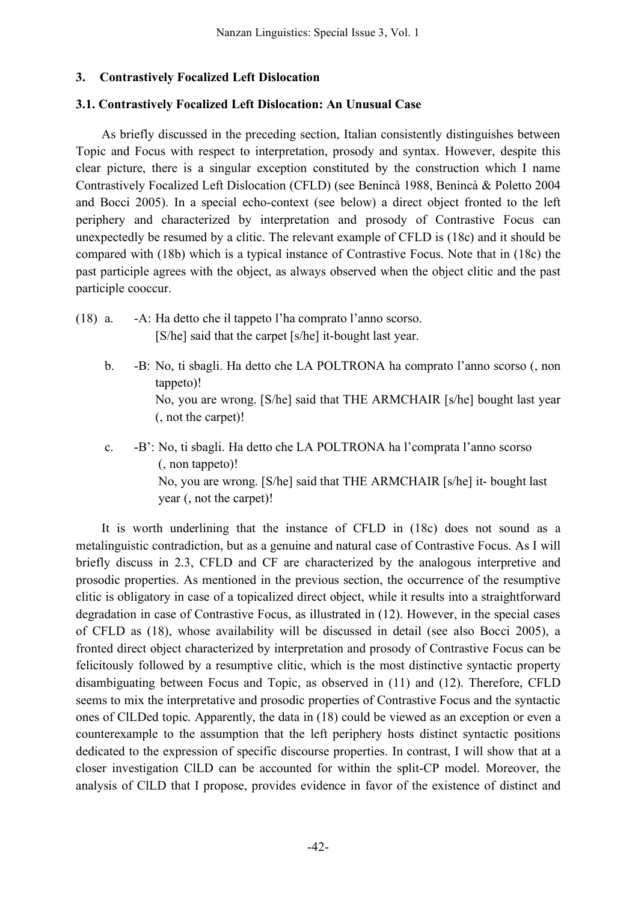## 3. Contrastively Focalized Left Dislocation

### 3.1. Contrastively Focalized Left Dislocation: An Unusual Case

As briefly discussed in the preceding section, Italian consistently distinguishes between Topic and Focus with respect to interpretation, prosody and syntax. However, despite this clear picture, there is a singular exception constituted by the construction which I name Contrastively Focalized Left Dislocation (CFLD) (see Benincà 1988, Benincà & Poletto 2004 and Bocci 2005). In a special echo-context (see below) a direct object fronted to the left periphery and characterized by interpretation and prosody of Contrastive Focus can unexpectedly be resumed by a clitic. The relevant example of CFLD is (18c) and it should be compared with (18b) which is a typical instance of Contrastive Focus. Note that in (18c) the past participle agrees with the object, as always observed when the object clitic and the past participle cooccur.

(18) a. -A: Ha detto che il tappeto l'ha comprato l'anno scorso.
[S/he] said that the carpet [s/he] it-bought last year.

b. -B: No, ti sbagli. Ha detto che LA POLTRONA ha comprato l'anno scorso (, non tappeto)!
No, you are wrong. [S/he] said that THE ARMCHAIR [s/he] bought last year (, not the carpet)!

c. -B': No, ti sbagli. Ha detto che LA POLTRONA ha l'comprata l'anno scorso (, non tappeto)!
No, you are wrong. [S/he] said that THE ARMCHAIR [s/he] it- bought last year (, not the carpet)!

It is worth underlining that the instance of CFLD in (18c) does not sound as a metalinguistic contradiction, but as a genuine and natural case of Contrastive Focus. As I will briefly discuss in 2.3, CFLD and CF are characterized by the analogous interpretive and prosodic properties. As mentioned in the previous section, the occurrence of the resumptive clitic is obligatory in case of a topicalized direct object, while it results into a straightforward degradation in case of Contrastive Focus, as illustrated in (12). However, in the special cases of CFLD as (18), whose availability will be discussed in detail (see also Bocci 2005), a fronted direct object characterized by interpretation and prosody of Contrastive Focus can be felicitously followed by a resumptive clitic, which is the most distinctive syntactic property disambiguating between Focus and Topic, as observed in (11) and (12). Therefore, CFLD seems to mix the interpretative and prosodic properties of Contrastive Focus and the syntactic ones of ClLDed topic. Apparently, the data in (18) could be viewed as an exception or even a counterexample to the assumption that the left periphery hosts distinct syntactic positions dedicated to the expression of specific discourse properties. In contrast, I will show that at a closer investigation ClLD can be accounted for within the split-CP model. Moreover, the analysis of ClLD that I propose, provides evidence in favor of the existence of distinct and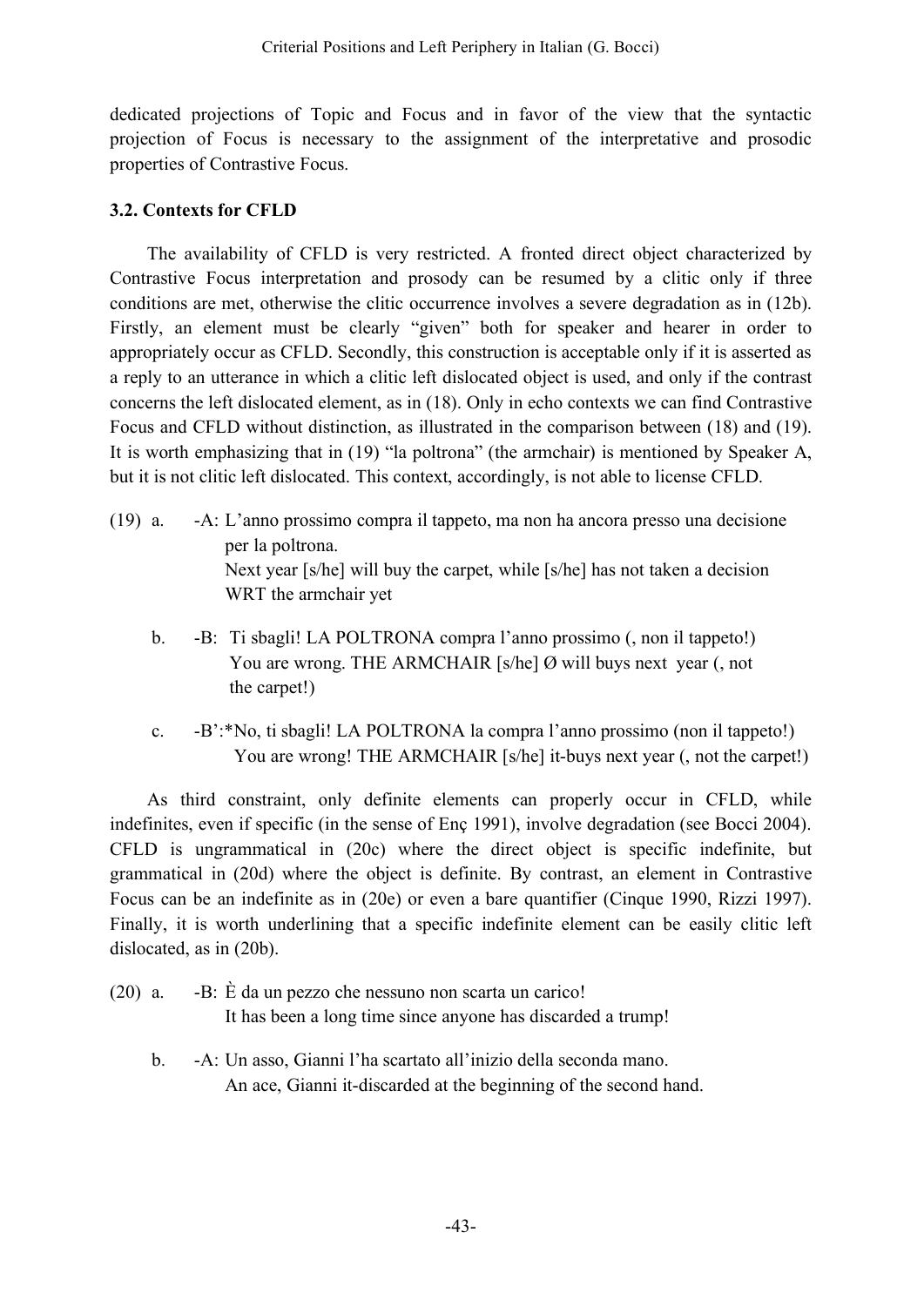dedicated projections of Topic and Focus and in favor of the view that the syntactic projection of Focus is necessary to the assignment of the interpretative and prosodic properties of Contrastive Focus.

### 3.2. Contexts for CFLD

The availability of CFLD is very restricted. A fronted direct object characterized by Contrastive Focus interpretation and prosody can be resumed by a clitic only if three conditions are met, otherwise the clitic occurrence involves a severe degradation as in (12b). Firstly, an element must be clearly "given" both for speaker and hearer in order to appropriately occur as CFLD. Secondly, this construction is acceptable only if it is asserted as a reply to an utterance in which a clitic left dislocated object is used, and only if the contrast concerns the left dislocated element, as in (18). Only in echo contexts we can find Contrastive Focus and CFLD without distinction, as illustrated in the comparison between (18) and (19). It is worth emphasizing that in (19) "la poltrona" (the armchair) is mentioned by Speaker A, but it is not clitic left dislocated. This context, accordingly, is not able to license CFLD.

(19) a. -A: L'anno prossimo compra il tappeto, ma non ha ancora presso una decisione per la poltrona.
Next year [s/he] will buy the carpet, while [s/he] has not taken a decision WRT the armchair yet

b. -B: Ti sbagli! LA POLTRONA compra l'anno prossimo (, non il tappeto!)
You are wrong. THE ARMCHAIR [s/he] Ø will buys next year (, not the carpet!)

c. -B':*No, ti sbagli! LA POLTRONA la compra l'anno prossimo (non il tappeto!)
You are wrong! THE ARMCHAIR [s/he] it-buys next year (, not the carpet!)

As third constraint, only definite elements can properly occur in CFLD, while indefinites, even if specific (in the sense of Enç 1991), involve degradation (see Bocci 2004). CFLD is ungrammatical in (20c) where the direct object is specific indefinite, but grammatical in (20d) where the object is definite. By contrast, an element in Contrastive Focus can be an indefinite as in (20e) or even a bare quantifier (Cinque 1990, Rizzi 1997). Finally, it is worth underlining that a specific indefinite element can be easily clitic left dislocated, as in (20b).

(20) a. -B: È da un pezzo che nessuno non scarta un carico!
It has been a long time since anyone has discarded a trump!

b. -A: Un asso, Gianni l'ha scartato all'inizio della seconda mano.
An ace, Gianni it-discarded at the beginning of the second hand.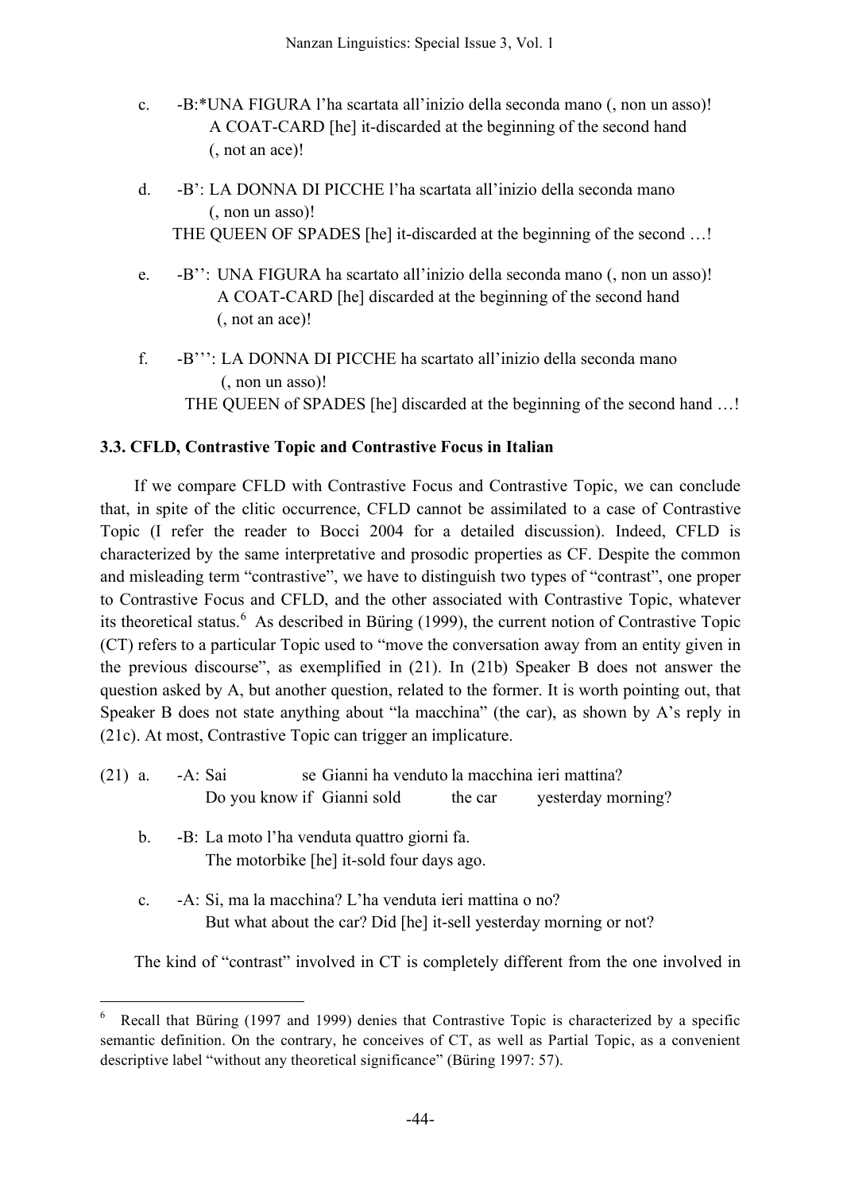c. -B:*UNA FIGURA l'ha scartata all'inizio della seconda mano (, non un asso)!
A COAT-CARD [he] it-discarded at the beginning of the second hand
(, not an ace)!

d. -B': LA DONNA DI PICCHE l'ha scartata all'inizio della seconda mano
(, non un asso)!
THE QUEEN OF SPADES [he] it-discarded at the beginning of the second …!

e. -B'': UNA FIGURA ha scartato all'inizio della seconda mano (, non un asso)!
A COAT-CARD [he] discarded at the beginning of the second hand
(, not an ace)!

f. -B''': LA DONNA DI PICCHE ha scartato all'inizio della seconda mano
(, non un asso)!
THE QUEEN of SPADES [he] discarded at the beginning of the second hand …!

### 3.3. CFLD, Contrastive Topic and Contrastive Focus in Italian

If we compare CFLD with Contrastive Focus and Contrastive Topic, we can conclude that, in spite of the clitic occurrence, CFLD cannot be assimilated to a case of Contrastive Topic (I refer the reader to Bocci 2004 for a detailed discussion). Indeed, CFLD is characterized by the same interpretative and prosodic properties as CF. Despite the common and misleading term "contrastive", we have to distinguish two types of "contrast", one proper to Contrastive Focus and CFLD, and the other associated with Contrastive Topic, whatever its theoretical status.[6] As described in Büring (1999), the current notion of Contrastive Topic (CT) refers to a particular Topic used to "move the conversation away from an entity given in the previous discourse", as exemplified in (21). In (21b) Speaker B does not answer the question asked by A, but another question, related to the former. It is worth pointing out, that Speaker B does not state anything about "la macchina" (the car), as shown by A's reply in (21c). At most, Contrastive Topic can trigger an implicature.

(21) a. -A: Sai se Gianni ha venduto la macchina ieri mattina?
Do you know if Gianni sold the car yesterday morning?

b. -B: La moto l'ha venduta quattro giorni fa.
The motorbike [he] it-sold four days ago.

c. -A: Si, ma la macchina? L'ha venduta ieri mattina o no?
But what about the car? Did [he] it-sell yesterday morning or not?

The kind of "contrast" involved in CT is completely different from the one involved in

---

[6] Recall that Büring (1997 and 1999) denies that Contrastive Topic is characterized by a specific semantic definition. On the contrary, he conceives of CT, as well as Partial Topic, as a convenient descriptive label "without any theoretical significance" (Büring 1997: 57).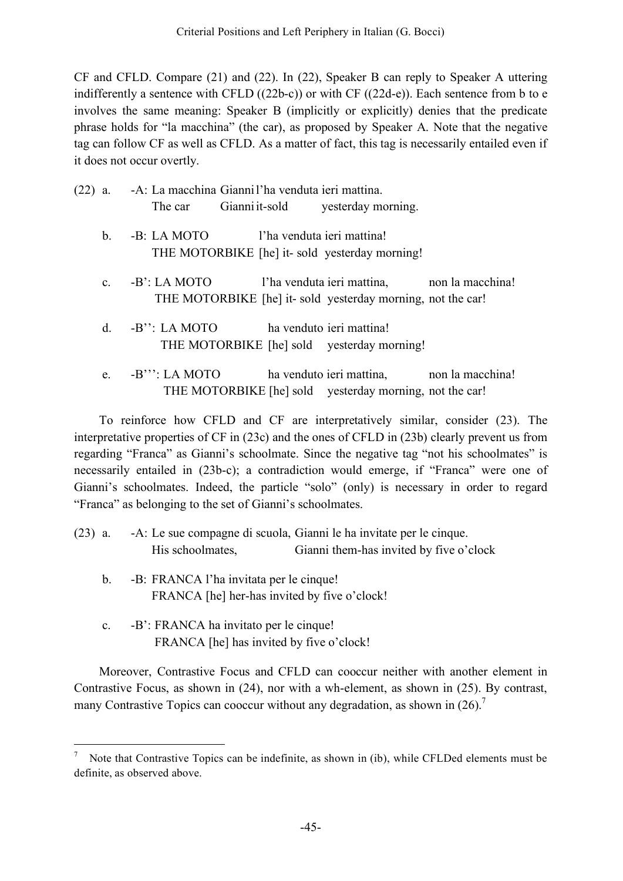CF and CFLD. Compare (21) and (22). In (22), Speaker B can reply to Speaker A uttering indifferently a sentence with CFLD ((22b-c)) or with CF ((22d-e)). Each sentence from b to e involves the same meaning: Speaker B (implicitly or explicitly) denies that the predicate phrase holds for "la macchina" (the car), as proposed by Speaker A. Note that the negative tag can follow CF as well as CFLD. As a matter of fact, this tag is necessarily entailed even if it does not occur overtly.

(22) a. -A: La macchina Gianni l'ha venduta ieri mattina.
The car Gianni it-sold yesterday morning.

b. -B: LA MOTO l'ha venduta ieri mattina!
THE MOTORBIKE [he] it- sold yesterday morning!

c. -B': LA MOTO l'ha venduta ieri mattina, non la macchina!
THE MOTORBIKE [he] it- sold yesterday morning, not the car!

d. -B'': LA MOTO ha venduto ieri mattina!
THE MOTORBIKE [he] sold yesterday morning!

e. -B''': LA MOTO ha venduto ieri mattina, non la macchina!
THE MOTORBIKE [he] sold yesterday morning, not the car!

To reinforce how CFLD and CF are interpretatively similar, consider (23). The interpretative properties of CF in (23c) and the ones of CFLD in (23b) clearly prevent us from regarding "Franca" as Gianni's schoolmate. Since the negative tag "not his schoolmates" is necessarily entailed in (23b-c); a contradiction would emerge, if "Franca" were one of Gianni's schoolmates. Indeed, the particle "solo" (only) is necessary in order to regard "Franca" as belonging to the set of Gianni's schoolmates.

(23) a. -A: Le sue compagne di scuola, Gianni le ha invitate per le cinque.
His schoolmates, Gianni them-has invited by five o'clock

b. -B: FRANCA l'ha invitata per le cinque!
FRANCA [he] her-has invited by five o'clock!

c. -B': FRANCA ha invitato per le cinque!
FRANCA [he] has invited by five o'clock!

Moreover, Contrastive Focus and CFLD can cooccur neither with another element in Contrastive Focus, as shown in (24), nor with a wh-element, as shown in (25). By contrast, many Contrastive Topics can cooccur without any degradation, as shown in (26).[7]

[7] Note that Contrastive Topics can be indefinite, as shown in (ib), while CFLDed elements must be definite, as observed above.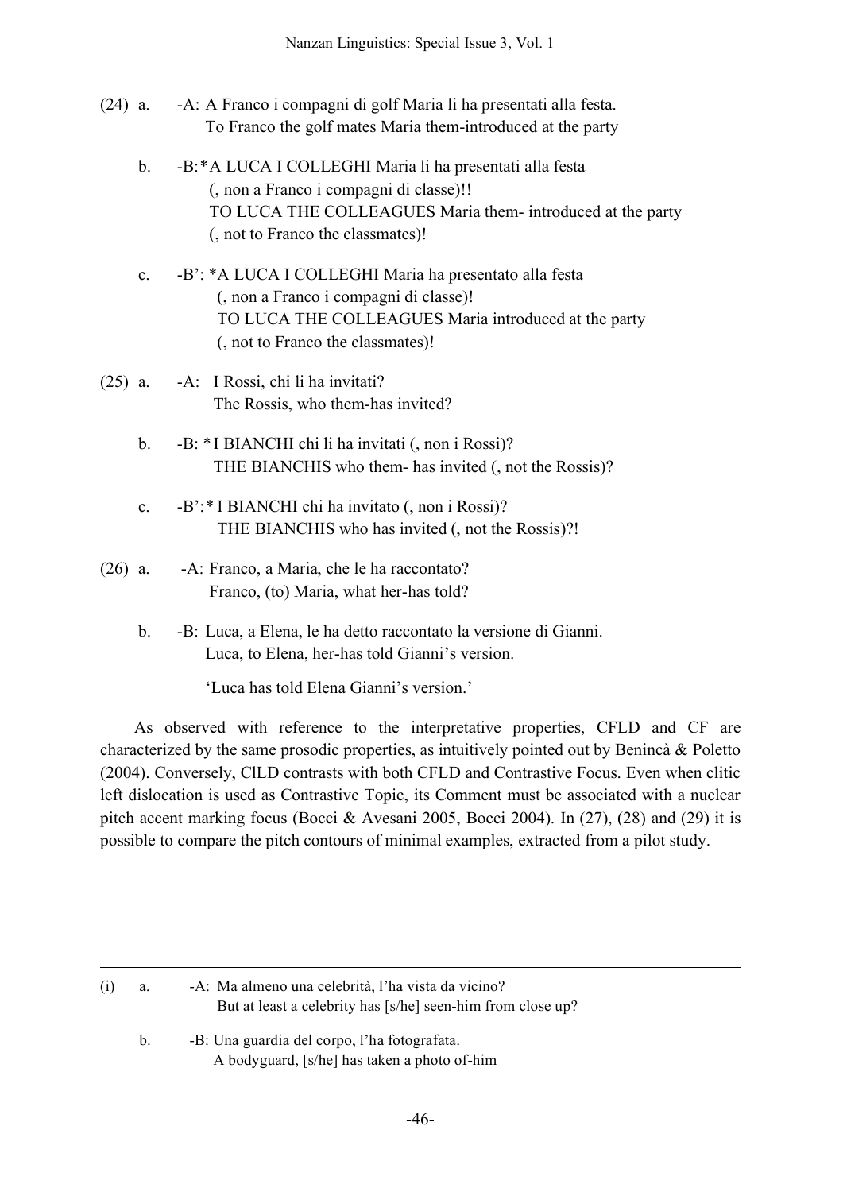(24) a. -A: A Franco i compagni di golf Maria li ha presentati alla festa.
To Franco the golf mates Maria them-introduced at the party

b. -B:*A LUCA I COLLEGHI Maria li ha presentati alla festa
(, non a Franco i compagni di classe)!!
TO LUCA THE COLLEAGUES Maria them- introduced at the party
(, not to Franco the classmates)!

c. -B': *A LUCA I COLLEGHI Maria ha presentato alla festa
(, non a Franco i compagni di classe)!
TO LUCA THE COLLEAGUES Maria introduced at the party
(, not to Franco the classmates)!

(25) a. -A: I Rossi, chi li ha invitati?
The Rossis, who them-has invited?

b. -B: *I BIANCHI chi li ha invitati (, non i Rossi)?
THE BIANCHIS who them- has invited (, not the Rossis)?

c. -B':*I BIANCHI chi ha invitato (, non i Rossi)?
THE BIANCHIS who has invited (, not the Rossis)?!

(26) a. -A: Franco, a Maria, che le ha raccontato?
Franco, (to) Maria, what her-has told?

b. -B: Luca, a Elena, le ha detto raccontato la versione di Gianni.
Luca, to Elena, her-has told Gianni's version.

'Luca has told Elena Gianni's version.'

As observed with reference to the interpretative properties, CFLD and CF are characterized by the same prosodic properties, as intuitively pointed out by Benincà & Poletto (2004). Conversely, ClLD contrasts with both CFLD and Contrastive Focus. Even when clitic left dislocation is used as Contrastive Topic, its Comment must be associated with a nuclear pitch accent marking focus (Bocci & Avesani 2005, Bocci 2004). In (27), (28) and (29) it is possible to compare the pitch contours of minimal examples, extracted from a pilot study.

---

(i) a. -A: Ma almeno una celebrità, l'ha vista da vicino?
But at least a celebrity has [s/he] seen-him from close up?

b. -B: Una guardia del corpo, l'ha fotografata.
A bodyguard, [s/he] has taken a photo of-him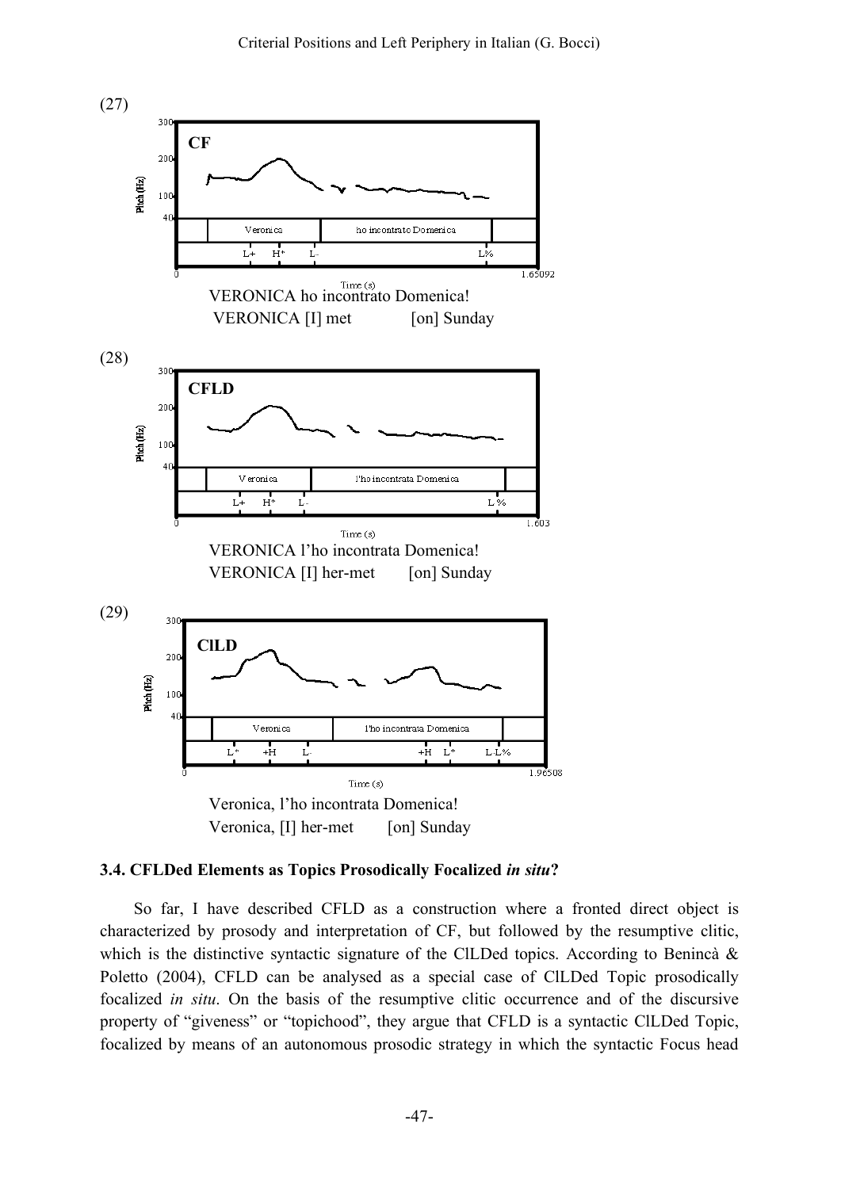(27)

**CF**

VERONICA ho incontrato Domenica!
VERONICA [I] met [on] Sunday

(28)

**CFLD**

VERONICA l'ho incontrata Domenica!
VERONICA [I] her-met [on] Sunday

(29)

**ClLD**

Veronica, l'ho incontrata Domenica!
Veronica, [I] her-met [on] Sunday

### 3.4. CFLDed Elements as Topics Prosodically Focalized *in situ*?

So far, I have described CFLD as a construction where a fronted direct object is characterized by prosody and interpretation of CF, but followed by the resumptive clitic, which is the distinctive syntactic signature of the ClLDed topics. According to Benincà & Poletto (2004), CFLD can be analysed as a special case of ClLDed Topic prosodically focalized *in situ*. On the basis of the resumptive clitic occurrence and of the discursive property of "giveness" or "topichood", they argue that CFLD is a syntactic ClLDed Topic, focalized by means of an autonomous prosodic strategy in which the syntactic Focus head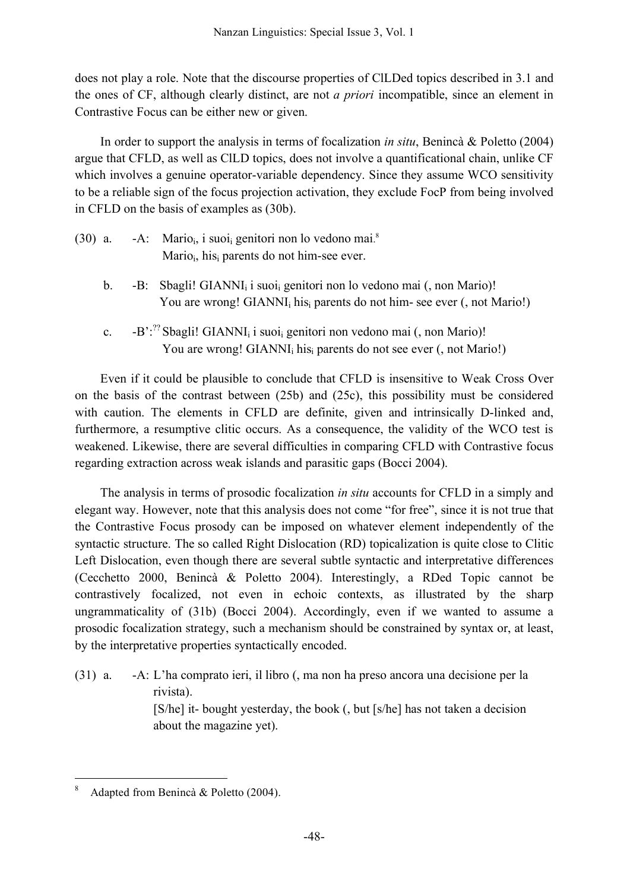does not play a role. Note that the discourse properties of ClLDed topics described in 3.1 and the ones of CF, although clearly distinct, are not *a priori* incompatible, since an element in Contrastive Focus can be either new or given.

In order to support the analysis in terms of focalization *in situ*, Benincà & Poletto (2004) argue that CFLD, as well as ClLD topics, does not involve a quantificational chain, unlike CF which involves a genuine operator-variable dependency. Since they assume WCO sensitivity to be a reliable sign of the focus projection activation, they exclude FocP from being involved in CFLD on the basis of examples as (30b).

(30) a. -A: $\text{Mario}_i$, i $\text{suoi}_i$ genitori non lo vedono mai.[8]
 $\text{Mario}_i$, $\text{his}_i$ parents do not him-see ever.

b. -B: Sbagli! $\text{GIANNI}_i$ i $\text{suoi}_i$ genitori non lo vedono mai (, non Mario)!
 You are wrong! $\text{GIANNI}_i$ $\text{his}_i$ parents do not him- see ever (, not Mario!)

c. -B': ?? Sbagli! $\text{GIANNI}_i$ i $\text{suoi}_i$ genitori non vedono mai (, non Mario)!
 You are wrong! $\text{GIANNI}_i$ $\text{his}_i$ parents do not see ever (, not Mario!)

Even if it could be plausible to conclude that CFLD is insensitive to Weak Cross Over on the basis of the contrast between (25b) and (25c), this possibility must be considered with caution. The elements in CFLD are definite, given and intrinsically D-linked and, furthermore, a resumptive clitic occurs. As a consequence, the validity of the WCO test is weakened. Likewise, there are several difficulties in comparing CFLD with Contrastive focus regarding extraction across weak islands and parasitic gaps (Bocci 2004).

The analysis in terms of prosodic focalization *in situ* accounts for CFLD in a simply and elegant way. However, note that this analysis does not come "for free", since it is not true that the Contrastive Focus prosody can be imposed on whatever element independently of the syntactic structure. The so called Right Dislocation (RD) topicalization is quite close to Clitic Left Dislocation, even though there are several subtle syntactic and interpretative differences (Cecchetto 2000, Benincà & Poletto 2004). Interestingly, a RDed Topic cannot be contrastively focalized, not even in echoic contexts, as illustrated by the sharp ungrammaticality of (31b) (Bocci 2004). Accordingly, even if we wanted to assume a prosodic focalization strategy, such a mechanism should be constrained by syntax or, at least, by the interpretative properties syntactically encoded.

(31) a. -A: L'ha comprato ieri, il libro (, ma non ha preso ancora una decisione per la rivista).
 [S/he] it- bought yesterday, the book (, but [s/he] has not taken a decision about the magazine yet).

[8] Adapted from Benincà & Poletto (2004).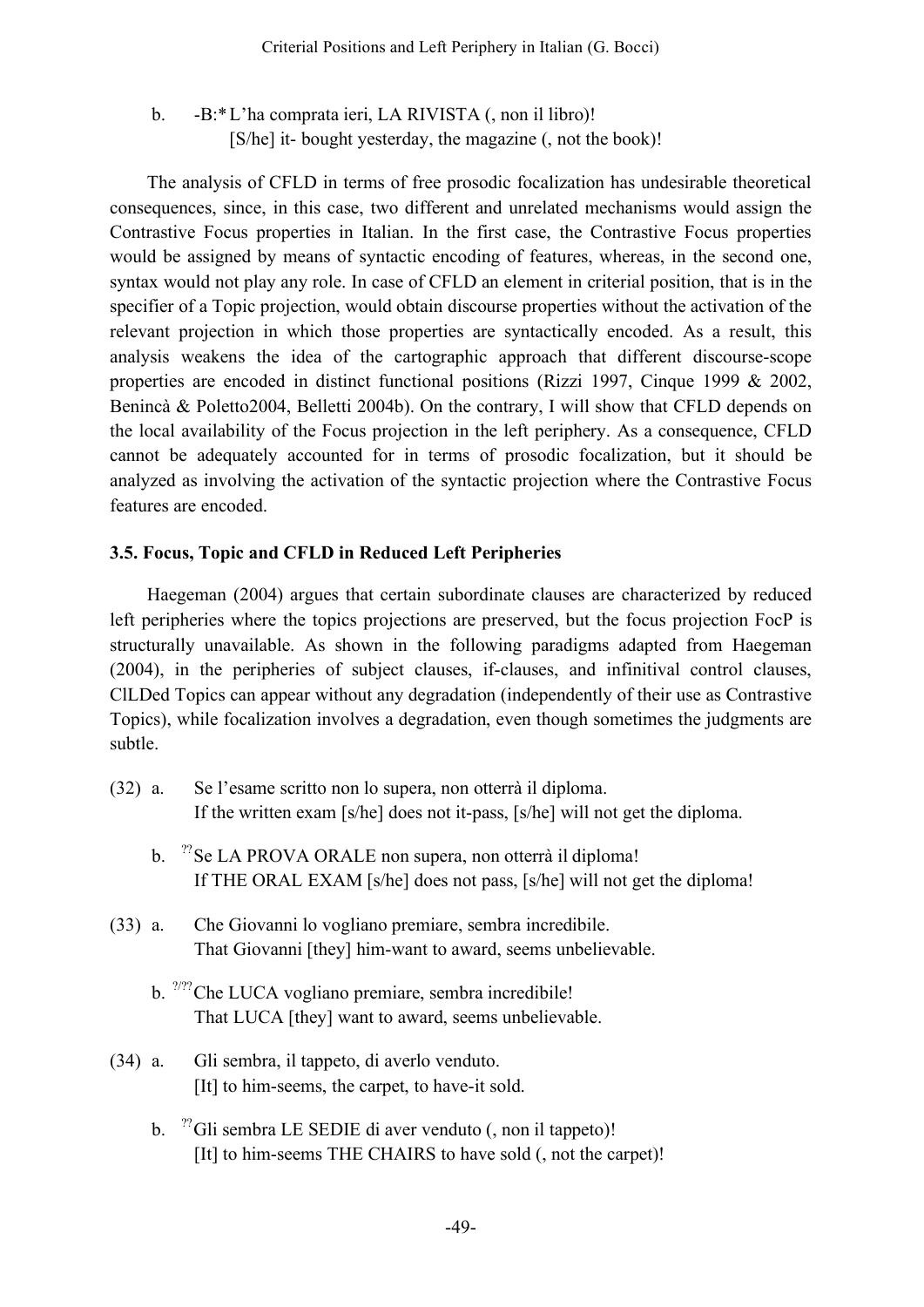b. -B:* L'ha comprata ieri, LA RIVISTA (, non il libro)!
   [S/he] it- bought yesterday, the magazine (, not the book)!

The analysis of CFLD in terms of free prosodic focalization has undesirable theoretical consequences, since, in this case, two different and unrelated mechanisms would assign the Contrastive Focus properties in Italian. In the first case, the Contrastive Focus properties would be assigned by means of syntactic encoding of features, whereas, in the second one, syntax would not play any role. In case of CFLD an element in criterial position, that is in the specifier of a Topic projection, would obtain discourse properties without the activation of the relevant projection in which those properties are syntactically encoded. As a result, this analysis weakens the idea of the cartographic approach that different discourse-scope properties are encoded in distinct functional positions (Rizzi 1997, Cinque 1999 & 2002, Benincà & Poletto2004, Belletti 2004b). On the contrary, I will show that CFLD depends on the local availability of the Focus projection in the left periphery. As a consequence, CFLD cannot be adequately accounted for in terms of prosodic focalization, but it should be analyzed as involving the activation of the syntactic projection where the Contrastive Focus features are encoded.

### 3.5. Focus, Topic and CFLD in Reduced Left Peripheries

Haegeman (2004) argues that certain subordinate clauses are characterized by reduced left peripheries where the topics projections are preserved, but the focus projection FocP is structurally unavailable. As shown in the following paradigms adapted from Haegeman (2004), in the peripheries of subject clauses, if-clauses, and infinitival control clauses, ClLDed Topics can appear without any degradation (independently of their use as Contrastive Topics), while focalization involves a degradation, even though sometimes the judgments are subtle.

(32) a. Se l'esame scritto non lo supera, non otterrà il diploma.
   If the written exam [s/he] does not it-pass, [s/he] will not get the diploma.

   b. ??Se LA PROVA ORALE non supera, non otterrà il diploma!
   If THE ORAL EXAM [s/he] does not pass, [s/he] will not get the diploma!

(33) a. Che Giovanni lo vogliano premiare, sembra incredibile.
   That Giovanni [they] him-want to award, seems unbelievable.

   b. ?/??Che LUCA vogliano premiare, sembra incredibile!
   That LUCA [they] want to award, seems unbelievable.

(34) a. Gli sembra, il tappeto, di averlo venduto.
   [It] to him-seems, the carpet, to have-it sold.

   b. ??Gli sembra LE SEDIE di aver venduto (, non il tappeto)!
   [It] to him-seems THE CHAIRS to have sold (, not the carpet)!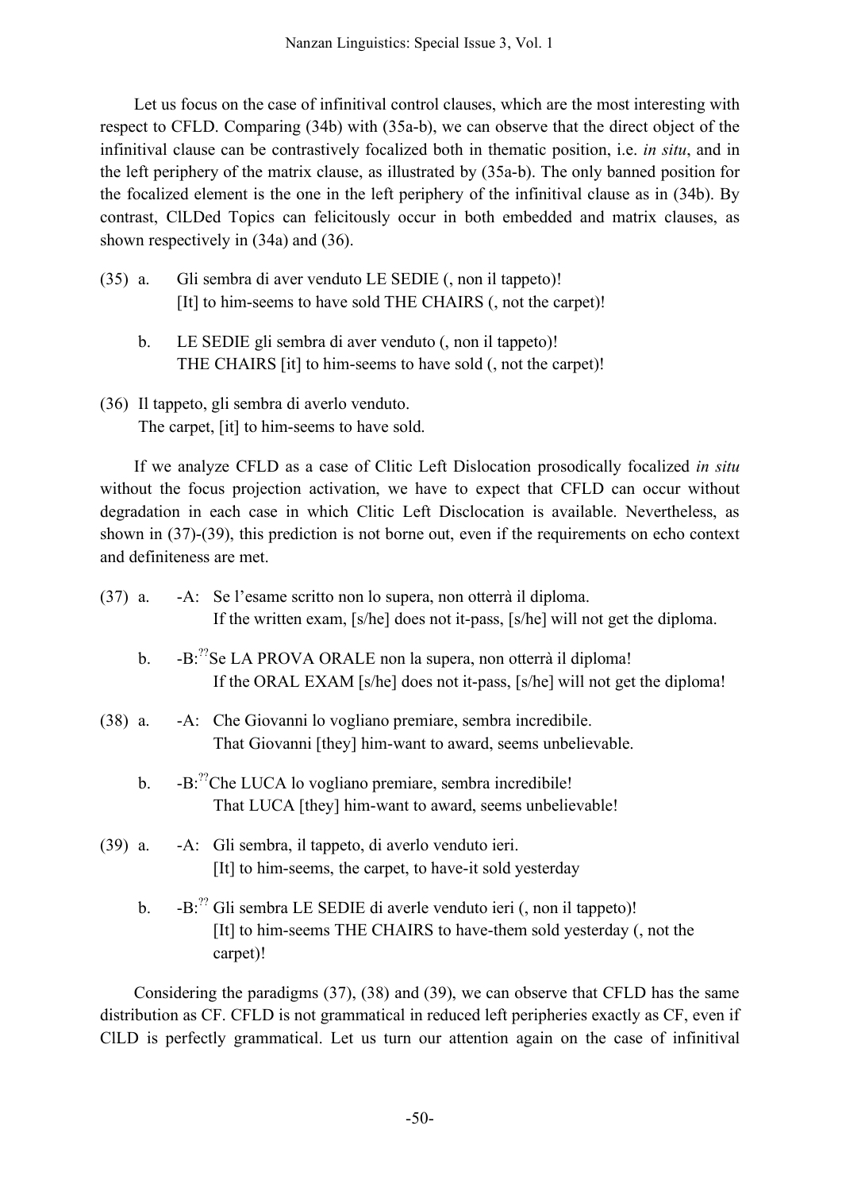Let us focus on the case of infinitival control clauses, which are the most interesting with respect to CFLD. Comparing (34b) with (35a-b), we can observe that the direct object of the infinitival clause can be contrastively focalized both in thematic position, i.e. *in situ*, and in the left periphery of the matrix clause, as illustrated by (35a-b). The only banned position for the focalized element is the one in the left periphery of the infinitival clause as in (34b). By contrast, ClLDed Topics can felicitously occur in both embedded and matrix clauses, as shown respectively in (34a) and (36).

(35) a. Gli sembra di aver venduto LE SEDIE (, non il tappeto)!
[It] to him-seems to have sold THE CHAIRS (, not the carpet)!

b. LE SEDIE gli sembra di aver venduto (, non il tappeto)!
THE CHAIRS [it] to him-seems to have sold (, not the carpet)!

(36) Il tappeto, gli sembra di averlo venduto.
The carpet, [it] to him-seems to have sold.

If we analyze CFLD as a case of Clitic Left Dislocation prosodically focalized *in situ* without the focus projection activation, we have to expect that CFLD can occur without degradation in each case in which Clitic Left Disclocation is available. Nevertheless, as shown in (37)-(39), this prediction is not borne out, even if the requirements on echo context and definiteness are met.

(37) a. -A: Se l'esame scritto non lo supera, non otterrà il diploma.
If the written exam, [s/he] does not it-pass, [s/he] will not get the diploma.

b. -B: ??Se LA PROVA ORALE non la supera, non otterrà il diploma!
If the ORAL EXAM [s/he] does not it-pass, [s/he] will not get the diploma!

(38) a. -A: Che Giovanni lo vogliano premiare, sembra incredibile.
That Giovanni [they] him-want to award, seems unbelievable.

b. -B: ??Che LUCA lo vogliano premiare, sembra incredibile!
That LUCA [they] him-want to award, seems unbelievable!

(39) a. -A: Gli sembra, il tappeto, di averlo venduto ieri.
[It] to him-seems, the carpet, to have-it sold yesterday

b. -B: ?? Gli sembra LE SEDIE di averle venduto ieri (, non il tappeto)!
[It] to him-seems THE CHAIRS to have-them sold yesterday (, not the carpet)!

Considering the paradigms (37), (38) and (39), we can observe that CFLD has the same distribution as CF. CFLD is not grammatical in reduced left peripheries exactly as CF, even if ClLD is perfectly grammatical. Let us turn our attention again on the case of infinitival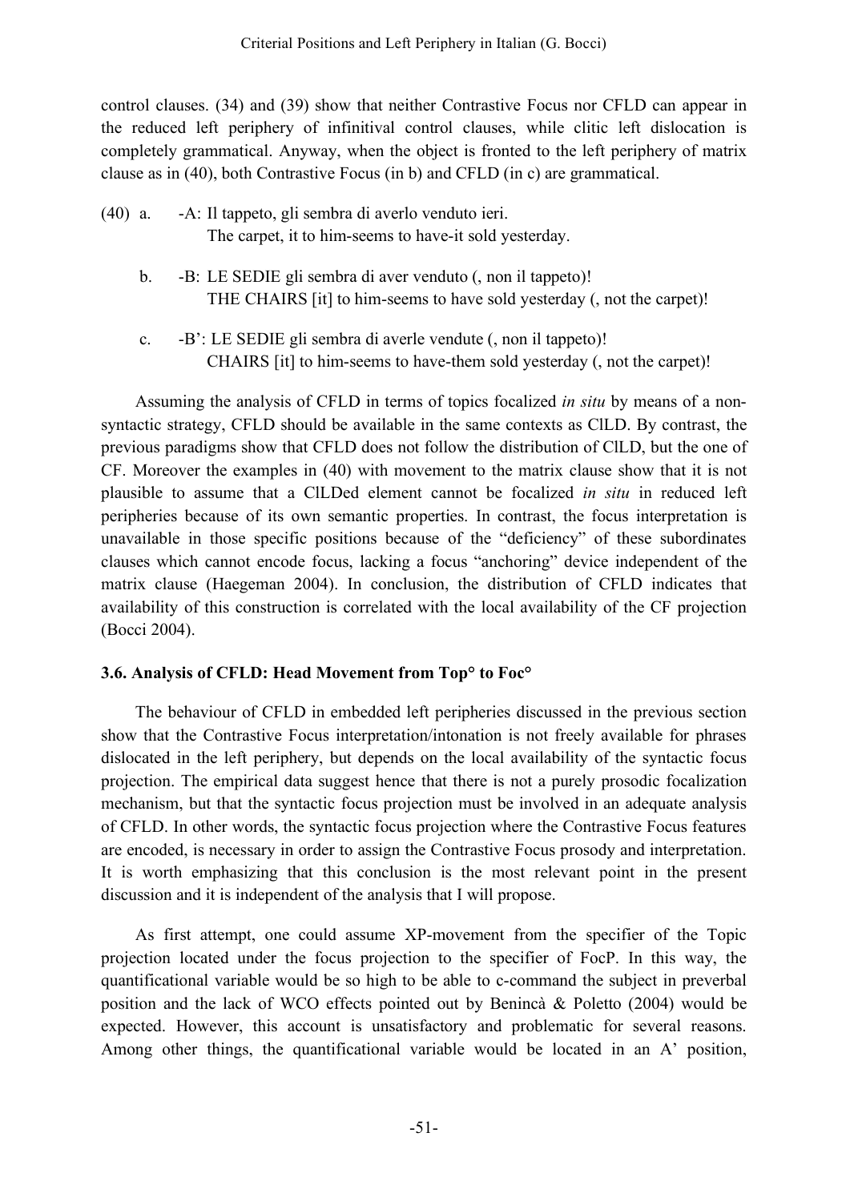control clauses. (34) and (39) show that neither Contrastive Focus nor CFLD can appear in the reduced left periphery of infinitival control clauses, while clitic left dislocation is completely grammatical. Anyway, when the object is fronted to the left periphery of matrix clause as in (40), both Contrastive Focus (in b) and CFLD (in c) are grammatical.

(40) a. -A: Il tappeto, gli sembra di averlo venduto ieri.
The carpet, it to him-seems to have-it sold yesterday.

b. -B: LE SEDIE gli sembra di aver venduto (, non il tappeto)!
THE CHAIRS [it] to him-seems to have sold yesterday (, not the carpet)!

c. -B': LE SEDIE gli sembra di averle vendute (, non il tappeto)!
CHAIRS [it] to him-seems to have-them sold yesterday (, not the carpet)!

Assuming the analysis of CFLD in terms of topics focalized *in situ* by means of a non-syntactic strategy, CFLD should be available in the same contexts as ClLD. By contrast, the previous paradigms show that CFLD does not follow the distribution of ClLD, but the one of CF. Moreover the examples in (40) with movement to the matrix clause show that it is not plausible to assume that a ClLDed element cannot be focalized *in situ* in reduced left peripheries because of its own semantic properties. In contrast, the focus interpretation is unavailable in those specific positions because of the "deficiency" of these subordinates clauses which cannot encode focus, lacking a focus "anchoring" device independent of the matrix clause (Haegeman 2004). In conclusion, the distribution of CFLD indicates that availability of this construction is correlated with the local availability of the CF projection (Bocci 2004).

### 3.6. Analysis of CFLD: Head Movement from Top° to Foc°

The behaviour of CFLD in embedded left peripheries discussed in the previous section show that the Contrastive Focus interpretation/intonation is not freely available for phrases dislocated in the left periphery, but depends on the local availability of the syntactic focus projection. The empirical data suggest hence that there is not a purely prosodic focalization mechanism, but that the syntactic focus projection must be involved in an adequate analysis of CFLD. In other words, the syntactic focus projection where the Contrastive Focus features are encoded, is necessary in order to assign the Contrastive Focus prosody and interpretation. It is worth emphasizing that this conclusion is the most relevant point in the present discussion and it is independent of the analysis that I will propose.

As first attempt, one could assume XP-movement from the specifier of the Topic projection located under the focus projection to the specifier of FocP. In this way, the quantificational variable would be so high to be able to c-command the subject in preverbal position and the lack of WCO effects pointed out by Benincà & Poletto (2004) would be expected. However, this account is unsatisfactory and problematic for several reasons. Among other things, the quantificational variable would be located in an A' position,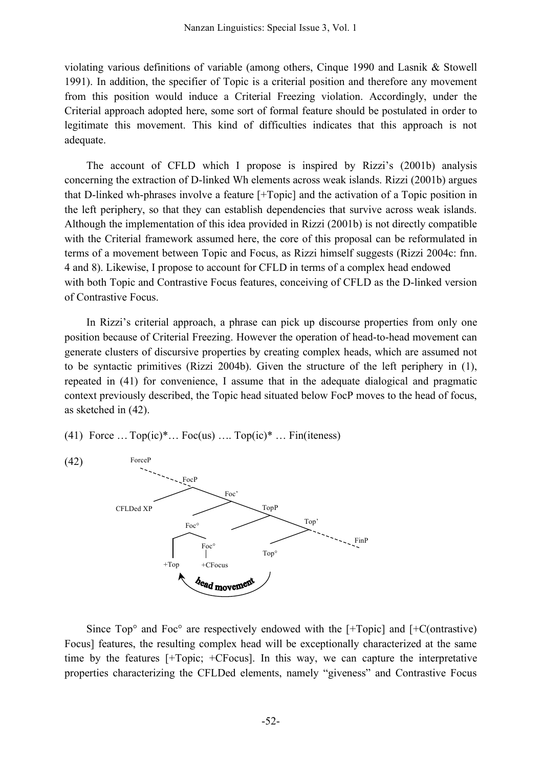violating various definitions of variable (among others, Cinque 1990 and Lasnik & Stowell 1991). In addition, the specifier of Topic is a criterial position and therefore any movement from this position would induce a Criterial Freezing violation. Accordingly, under the Criterial approach adopted here, some sort of formal feature should be postulated in order to legitimate this movement. This kind of difficulties indicates that this approach is not adequate.

The account of CFLD which I propose is inspired by Rizzi's (2001b) analysis concerning the extraction of D-linked Wh elements across weak islands. Rizzi (2001b) argues that D-linked wh-phrases involve a feature [+Topic] and the activation of a Topic position in the left periphery, so that they can establish dependencies that survive across weak islands. Although the implementation of this idea provided in Rizzi (2001b) is not directly compatible with the Criterial framework assumed here, the core of this proposal can be reformulated in terms of a movement between Topic and Focus, as Rizzi himself suggests (Rizzi 2004c: fnn. 4 and 8). Likewise, I propose to account for CFLD in terms of a complex head endowed with both Topic and Contrastive Focus features, conceiving of CFLD as the D-linked version of Contrastive Focus.

In Rizzi's criterial approach, a phrase can pick up discourse properties from only one position because of Criterial Freezing. However the operation of head-to-head movement can generate clusters of discursive properties by creating complex heads, which are assumed not to be syntactic primitives (Rizzi 2004b). Given the structure of the left periphery in (1), repeated in (41) for convenience, I assume that in the adequate dialogical and pragmatic context previously described, the Topic head situated below FocP moves to the head of focus, as sketched in (42).

(41) Force … Top(ic)*… Foc(us) …. Top(ic)* … Fin(iteness)

(42)

```
ForceP
  \
   FocP
   /   \
CFLDed XP  Foc'
          /    \
       Foc°     TopP
       /  \     /   \
    +Top  Foc°      Top'
           |       /    \
        +CFocus  Top°    FinP
    ^_____head movement____|
```

Since Top° and Foc° are respectively endowed with the [+Topic] and [+C(ontrastive) Focus] features, the resulting complex head will be exceptionally characterized at the same time by the features [+Topic; +CFocus]. In this way, we can capture the interpretative properties characterizing the CFLDed elements, namely "giveness" and Contrastive Focus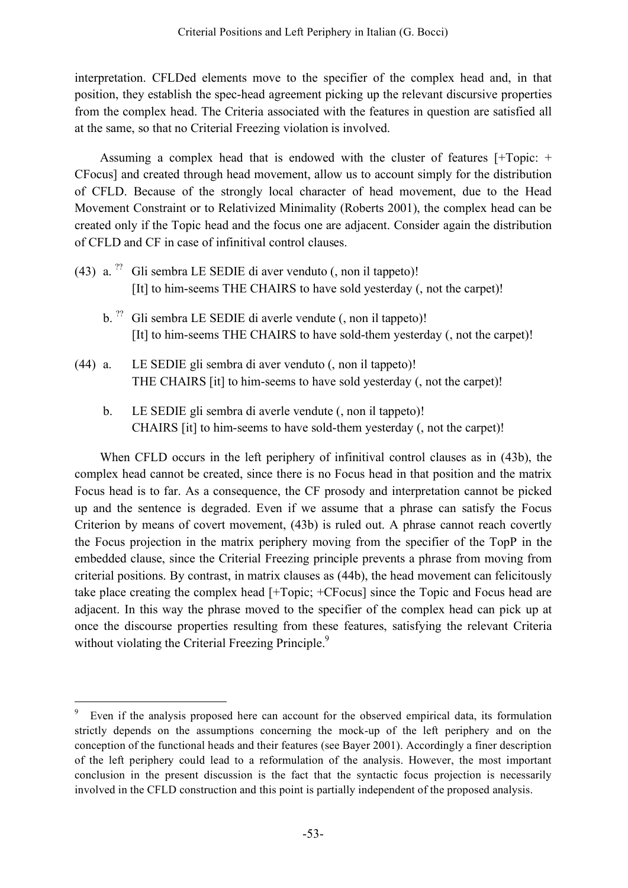interpretation. CFLDed elements move to the specifier of the complex head and, in that position, they establish the spec-head agreement picking up the relevant discursive properties from the complex head. The Criteria associated with the features in question are satisfied all at the same, so that no Criterial Freezing violation is involved.

Assuming a complex head that is endowed with the cluster of features [+Topic: + CFocus] and created through head movement, allow us to account simply for the distribution of CFLD. Because of the strongly local character of head movement, due to the Head Movement Constraint or to Relativized Minimality (Roberts 2001), the complex head can be created only if the Topic head and the focus one are adjacent. Consider again the distribution of CFLD and CF in case of infinitival control clauses.

(43) a. ?? Gli sembra LE SEDIE di aver venduto (, non il tappeto)!
[It] to him-seems THE CHAIRS to have sold yesterday (, not the carpet)!

b. ?? Gli sembra LE SEDIE di averle vendute (, non il tappeto)!
[It] to him-seems THE CHAIRS to have sold-them yesterday (, not the carpet)!

(44) a. LE SEDIE gli sembra di aver venduto (, non il tappeto)!
THE CHAIRS [it] to him-seems to have sold yesterday (, not the carpet)!

b. LE SEDIE gli sembra di averle vendute (, non il tappeto)!
CHAIRS [it] to him-seems to have sold-them yesterday (, not the carpet)!

When CFLD occurs in the left periphery of infinitival control clauses as in (43b), the complex head cannot be created, since there is no Focus head in that position and the matrix Focus head is to far. As a consequence, the CF prosody and interpretation cannot be picked up and the sentence is degraded. Even if we assume that a phrase can satisfy the Focus Criterion by means of covert movement, (43b) is ruled out. A phrase cannot reach covertly the Focus projection in the matrix periphery moving from the specifier of the TopP in the embedded clause, since the Criterial Freezing principle prevents a phrase from moving from criterial positions. By contrast, in matrix clauses as (44b), the head movement can felicitously take place creating the complex head [+Topic; +CFocus] since the Topic and Focus head are adjacent. In this way the phrase moved to the specifier of the complex head can pick up at once the discourse properties resulting from these features, satisfying the relevant Criteria without violating the Criterial Freezing Principle.[9]

[9] Even if the analysis proposed here can account for the observed empirical data, its formulation strictly depends on the assumptions concerning the mock-up of the left periphery and on the conception of the functional heads and their features (see Bayer 2001). Accordingly a finer description of the left periphery could lead to a reformulation of the analysis. However, the most important conclusion in the present discussion is the fact that the syntactic focus projection is necessarily involved in the CFLD construction and this point is partially independent of the proposed analysis.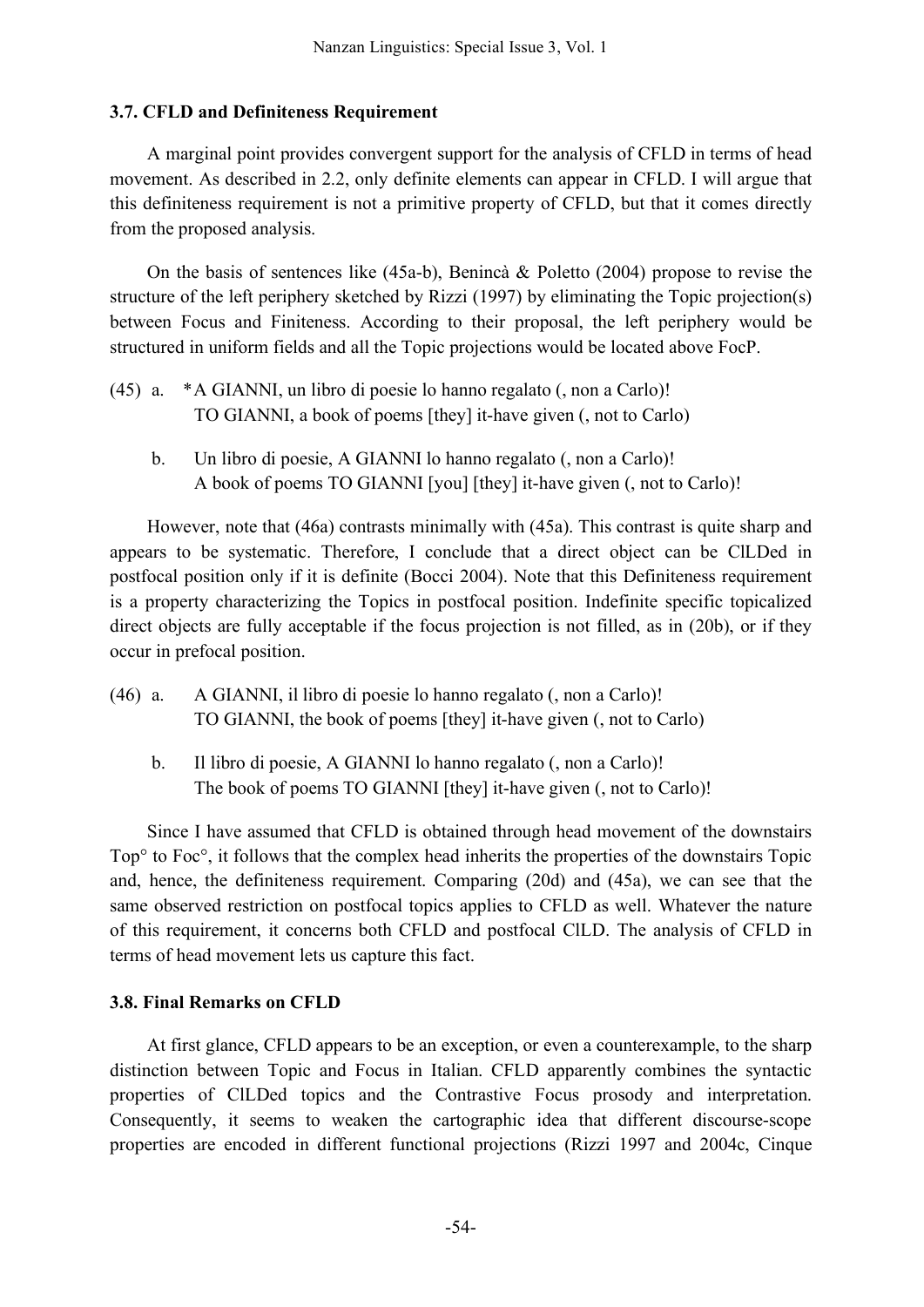### 3.7. CFLD and Definiteness Requirement

A marginal point provides convergent support for the analysis of CFLD in terms of head movement. As described in 2.2, only definite elements can appear in CFLD. I will argue that this definiteness requirement is not a primitive property of CFLD, but that it comes directly from the proposed analysis.

On the basis of sentences like (45a-b), Benincà & Poletto (2004) propose to revise the structure of the left periphery sketched by Rizzi (1997) by eliminating the Topic projection(s) between Focus and Finiteness. According to their proposal, the left periphery would be structured in uniform fields and all the Topic projections would be located above FocP.

(45) a. *A GIANNI, un libro di poesie lo hanno regalato (, non a Carlo)!
TO GIANNI, a book of poems [they] it-have given (, not to Carlo)

b. Un libro di poesie, A GIANNI lo hanno regalato (, non a Carlo)!
A book of poems TO GIANNI [you] [they] it-have given (, not to Carlo)!

However, note that (46a) contrasts minimally with (45a). This contrast is quite sharp and appears to be systematic. Therefore, I conclude that a direct object can be ClLDed in postfocal position only if it is definite (Bocci 2004). Note that this Definiteness requirement is a property characterizing the Topics in postfocal position. Indefinite specific topicalized direct objects are fully acceptable if the focus projection is not filled, as in (20b), or if they occur in prefocal position.

(46) a. A GIANNI, il libro di poesie lo hanno regalato (, non a Carlo)!
TO GIANNI, the book of poems [they] it-have given (, not to Carlo)

b. Il libro di poesie, A GIANNI lo hanno regalato (, non a Carlo)!
The book of poems TO GIANNI [they] it-have given (, not to Carlo)!

Since I have assumed that CFLD is obtained through head movement of the downstairs Top° to Foc°, it follows that the complex head inherits the properties of the downstairs Topic and, hence, the definiteness requirement. Comparing (20d) and (45a), we can see that the same observed restriction on postfocal topics applies to CFLD as well. Whatever the nature of this requirement, it concerns both CFLD and postfocal ClLD. The analysis of CFLD in terms of head movement lets us capture this fact.

### 3.8. Final Remarks on CFLD

At first glance, CFLD appears to be an exception, or even a counterexample, to the sharp distinction between Topic and Focus in Italian. CFLD apparently combines the syntactic properties of ClLDed topics and the Contrastive Focus prosody and interpretation. Consequently, it seems to weaken the cartographic idea that different discourse-scope properties are encoded in different functional projections (Rizzi 1997 and 2004c, Cinque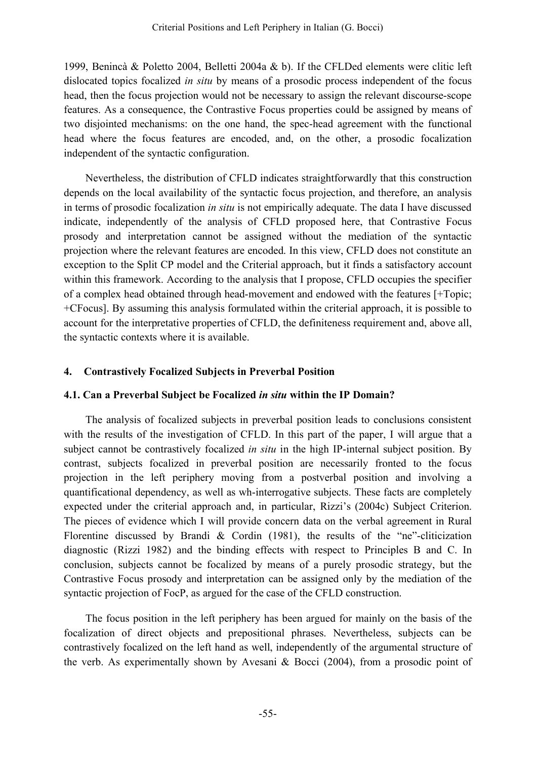1999, Benincà & Poletto 2004, Belletti 2004a & b). If the CFLDed elements were clitic left dislocated topics focalized *in situ* by means of a prosodic process independent of the focus head, then the focus projection would not be necessary to assign the relevant discourse-scope features. As a consequence, the Contrastive Focus properties could be assigned by means of two disjointed mechanisms: on the one hand, the spec-head agreement with the functional head where the focus features are encoded, and, on the other, a prosodic focalization independent of the syntactic configuration.

Nevertheless, the distribution of CFLD indicates straightforwardly that this construction depends on the local availability of the syntactic focus projection, and therefore, an analysis in terms of prosodic focalization *in situ* is not empirically adequate. The data I have discussed indicate, independently of the analysis of CFLD proposed here, that Contrastive Focus prosody and interpretation cannot be assigned without the mediation of the syntactic projection where the relevant features are encoded. In this view, CFLD does not constitute an exception to the Split CP model and the Criterial approach, but it finds a satisfactory account within this framework. According to the analysis that I propose, CFLD occupies the specifier of a complex head obtained through head-movement and endowed with the features [+Topic; +CFocus]. By assuming this analysis formulated within the criterial approach, it is possible to account for the interpretative properties of CFLD, the definiteness requirement and, above all, the syntactic contexts where it is available.

## 4. Contrastively Focalized Subjects in Preverbal Position

### 4.1. Can a Preverbal Subject be Focalized *in situ* within the IP Domain?

The analysis of focalized subjects in preverbal position leads to conclusions consistent with the results of the investigation of CFLD. In this part of the paper, I will argue that a subject cannot be contrastively focalized *in situ* in the high IP-internal subject position. By contrast, subjects focalized in preverbal position are necessarily fronted to the focus projection in the left periphery moving from a postverbal position and involving a quantificational dependency, as well as wh-interrogative subjects. These facts are completely expected under the criterial approach and, in particular, Rizzi's (2004c) Subject Criterion. The pieces of evidence which I will provide concern data on the verbal agreement in Rural Florentine discussed by Brandi & Cordin (1981), the results of the "ne"-cliticization diagnostic (Rizzi 1982) and the binding effects with respect to Principles B and C. In conclusion, subjects cannot be focalized by means of a purely prosodic strategy, but the Contrastive Focus prosody and interpretation can be assigned only by the mediation of the syntactic projection of FocP, as argued for the case of the CFLD construction.

The focus position in the left periphery has been argued for mainly on the basis of the focalization of direct objects and prepositional phrases. Nevertheless, subjects can be contrastively focalized on the left hand as well, independently of the argumental structure of the verb. As experimentally shown by Avesani & Bocci (2004), from a prosodic point of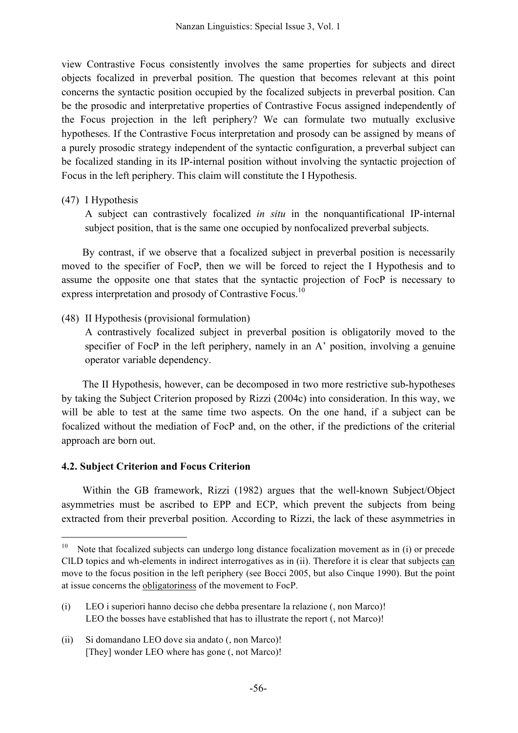view Contrastive Focus consistently involves the same properties for subjects and direct objects focalized in preverbal position. The question that becomes relevant at this point concerns the syntactic position occupied by the focalized subjects in preverbal position. Can be the prosodic and interpretative properties of Contrastive Focus assigned independently of the Focus projection in the left periphery? We can formulate two mutually exclusive hypotheses. If the Contrastive Focus interpretation and prosody can be assigned by means of a purely prosodic strategy independent of the syntactic configuration, a preverbal subject can be focalized standing in its IP-internal position without involving the syntactic projection of Focus in the left periphery. This claim will constitute the I Hypothesis.

(47) I Hypothesis

A subject can contrastively focalized *in situ* in the nonquantificational IP-internal subject position, that is the same one occupied by nonfocalized preverbal subjects.

By contrast, if we observe that a focalized subject in preverbal position is necessarily moved to the specifier of FocP, then we will be forced to reject the I Hypothesis and to assume the opposite one that states that the syntactic projection of FocP is necessary to express interpretation and prosody of Contrastive Focus.[10]

(48) II Hypothesis (provisional formulation)

A contrastively focalized subject in preverbal position is obligatorily moved to the specifier of FocP in the left periphery, namely in an A' position, involving a genuine operator variable dependency.

The II Hypothesis, however, can be decomposed in two more restrictive sub-hypotheses by taking the Subject Criterion proposed by Rizzi (2004c) into consideration. In this way, we will be able to test at the same time two aspects. On the one hand, if a subject can be focalized without the mediation of FocP and, on the other, if the predictions of the criterial approach are born out.

### 4.2. Subject Criterion and Focus Criterion

Within the GB framework, Rizzi (1982) argues that the well-known Subject/Object asymmetries must be ascribed to EPP and ECP, which prevent the subjects from being extracted from their preverbal position. According to Rizzi, the lack of these asymmetries in

---

[10] Note that focalized subjects can undergo long distance focalization movement as in (i) or precede ClLD topics and wh-elements in indirect interrogatives as in (ii). Therefore it is clear that subjects can move to the focus position in the left periphery (see Bocci 2005, but also Cinque 1990). But the point at issue concerns the obligatoriness of the movement to FocP.

(i) LEO i superiori hanno deciso che debba presentare la relazione (, non Marco)!
LEO the bosses have established that has to illustrate the report (, not Marco)!

(ii) Si domandano LEO dove sia andato (, non Marco)!
[They] wonder LEO where has gone (, not Marco)!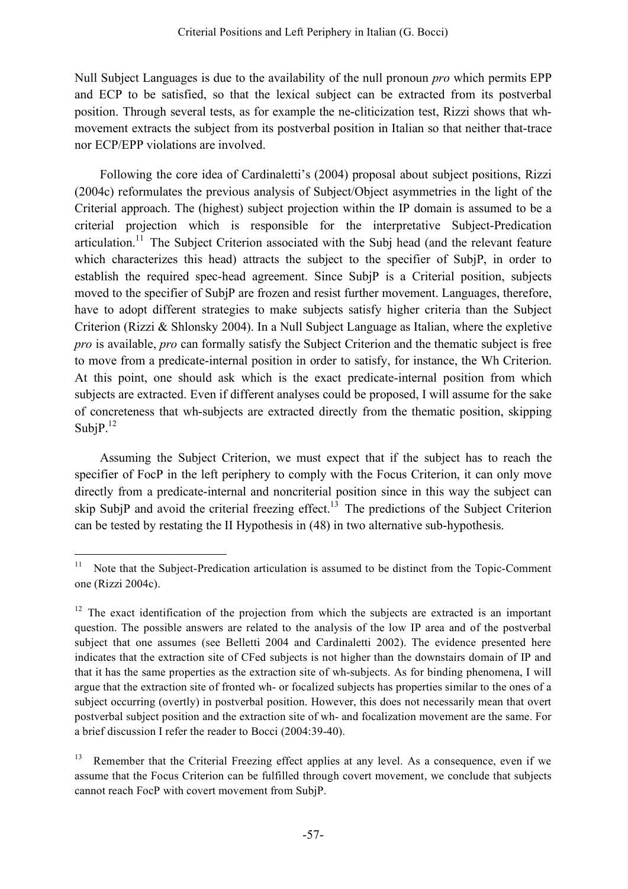Null Subject Languages is due to the availability of the null pronoun *pro* which permits EPP and ECP to be satisfied, so that the lexical subject can be extracted from its postverbal position. Through several tests, as for example the ne-cliticization test, Rizzi shows that wh-movement extracts the subject from its postverbal position in Italian so that neither that-trace nor ECP/EPP violations are involved.

Following the core idea of Cardinaletti's (2004) proposal about subject positions, Rizzi (2004c) reformulates the previous analysis of Subject/Object asymmetries in the light of the Criterial approach. The (highest) subject projection within the IP domain is assumed to be a criterial projection which is responsible for the interpretative Subject-Predication articulation.[11] The Subject Criterion associated with the Subj head (and the relevant feature which characterizes this head) attracts the subject to the specifier of SubjP, in order to establish the required spec-head agreement. Since SubjP is a Criterial position, subjects moved to the specifier of SubjP are frozen and resist further movement. Languages, therefore, have to adopt different strategies to make subjects satisfy higher criteria than the Subject Criterion (Rizzi & Shlonsky 2004). In a Null Subject Language as Italian, where the expletive *pro* is available, *pro* can formally satisfy the Subject Criterion and the thematic subject is free to move from a predicate-internal position in order to satisfy, for instance, the Wh Criterion. At this point, one should ask which is the exact predicate-internal position from which subjects are extracted. Even if different analyses could be proposed, I will assume for the sake of concreteness that wh-subjects are extracted directly from the thematic position, skipping SubjP.[12]

Assuming the Subject Criterion, we must expect that if the subject has to reach the specifier of FocP in the left periphery to comply with the Focus Criterion, it can only move directly from a predicate-internal and noncriterial position since in this way the subject can skip SubjP and avoid the criterial freezing effect.[13] The predictions of the Subject Criterion can be tested by restating the II Hypothesis in (48) in two alternative sub-hypothesis.

---

[11] Note that the Subject-Predication articulation is assumed to be distinct from the Topic-Comment one (Rizzi 2004c).

[12] The exact identification of the projection from which the subjects are extracted is an important question. The possible answers are related to the analysis of the low IP area and of the postverbal subject that one assumes (see Belletti 2004 and Cardinaletti 2002). The evidence presented here indicates that the extraction site of CFed subjects is not higher than the downstairs domain of IP and that it has the same properties as the extraction site of wh-subjects. As for binding phenomena, I will argue that the extraction site of fronted wh- or focalized subjects has properties similar to the ones of a subject occurring (overtly) in postverbal position. However, this does not necessarily mean that overt postverbal subject position and the extraction site of wh- and focalization movement are the same. For a brief discussion I refer the reader to Bocci (2004:39-40).

[13] Remember that the Criterial Freezing effect applies at any level. As a consequence, even if we assume that the Focus Criterion can be fulfilled through covert movement, we conclude that subjects cannot reach FocP with covert movement from SubjP.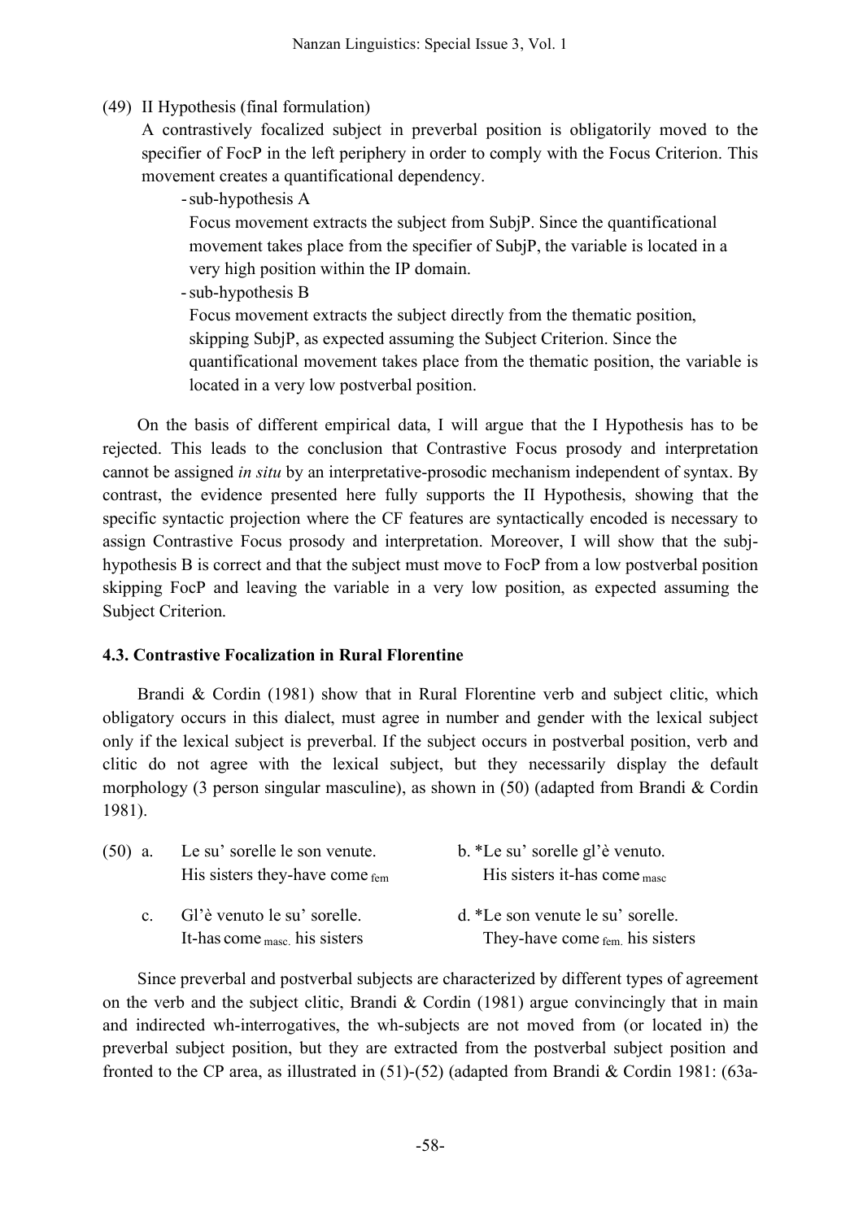(49) II Hypothesis (final formulation)

A contrastively focalized subject in preverbal position is obligatorily moved to the specifier of FocP in the left periphery in order to comply with the Focus Criterion. This movement creates a quantificational dependency.

- sub-hypothesis A

  Focus movement extracts the subject from SubjP. Since the quantificational movement takes place from the specifier of SubjP, the variable is located in a very high position within the IP domain.

- sub-hypothesis B

  Focus movement extracts the subject directly from the thematic position, skipping SubjP, as expected assuming the Subject Criterion. Since the quantificational movement takes place from the thematic position, the variable is located in a very low postverbal position.

On the basis of different empirical data, I will argue that the I Hypothesis has to be rejected. This leads to the conclusion that Contrastive Focus prosody and interpretation cannot be assigned *in situ* by an interpretative-prosodic mechanism independent of syntax. By contrast, the evidence presented here fully supports the II Hypothesis, showing that the specific syntactic projection where the CF features are syntactically encoded is necessary to assign Contrastive Focus prosody and interpretation. Moreover, I will show that the subj-hypothesis B is correct and that the subject must move to FocP from a low postverbal position skipping FocP and leaving the variable in a very low position, as expected assuming the Subject Criterion.

### 4.3. Contrastive Focalization in Rural Florentine

Brandi & Cordin (1981) show that in Rural Florentine verb and subject clitic, which obligatory occurs in this dialect, must agree in number and gender with the lexical subject only if the lexical subject is preverbal. If the subject occurs in postverbal position, verb and clitic do not agree with the lexical subject, but they necessarily display the default morphology (3 person singular masculine), as shown in (50) (adapted from Brandi & Cordin 1981).

(50) a. Le su' sorelle le son venute.
   His sisters they-have come $_{\text{fem}}$

   b. *Le su' sorelle gl'è venuto.
   His sisters it-has come $_{\text{masc}}$

   c. Gl'è venuto le su' sorelle.
   It-has come $_{\text{masc.}}$ his sisters

   d. *Le son venute le su' sorelle.
   They-have come $_{\text{fem.}}$ his sisters

Since preverbal and postverbal subjects are characterized by different types of agreement on the verb and the subject clitic, Brandi & Cordin (1981) argue convincingly that in main and indirected wh-interrogatives, the wh-subjects are not moved from (or located in) the preverbal subject position, but they are extracted from the postverbal subject position and fronted to the CP area, as illustrated in (51)-(52) (adapted from Brandi & Cordin 1981: (63a-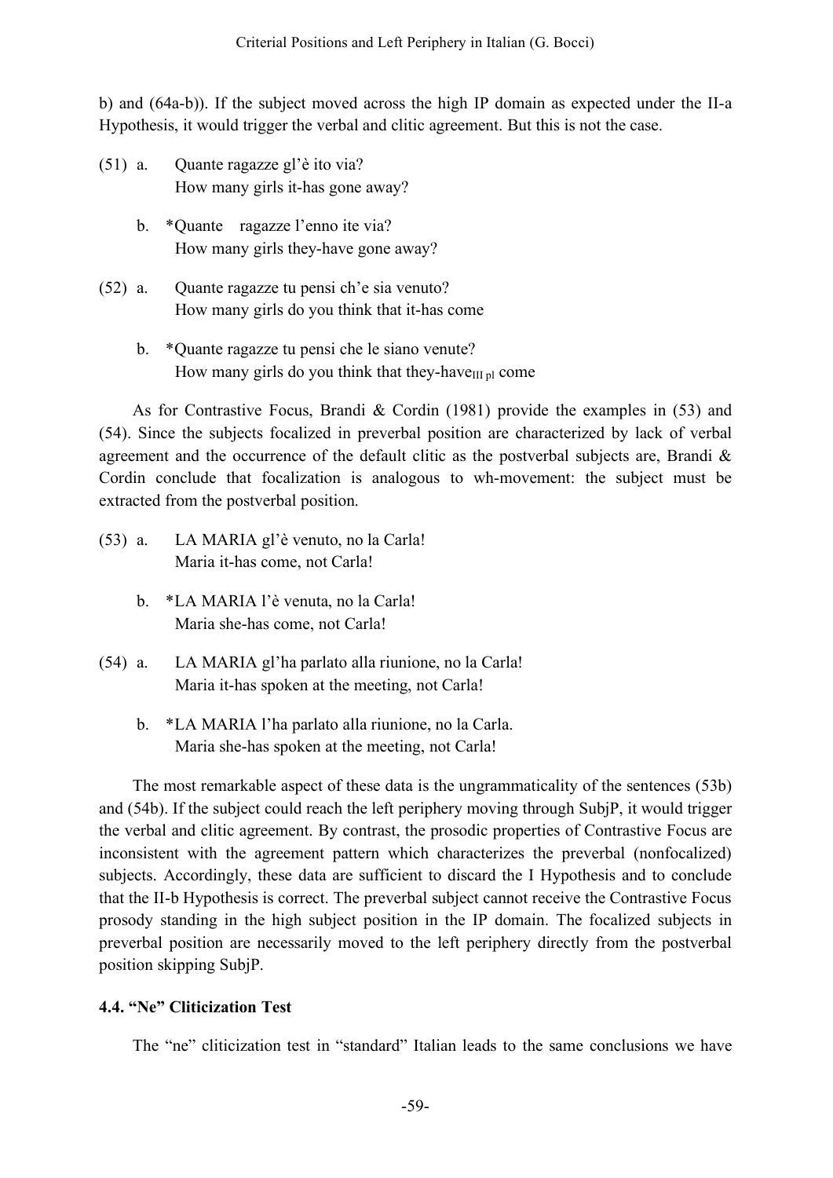b) and (64a-b)). If the subject moved across the high IP domain as expected under the II-a Hypothesis, it would trigger the verbal and clitic agreement. But this is not the case.

(51) a. Quante ragazze gl'è ito via?
How many girls it-has gone away?

b. *Quante ragazze l'enno ite via?
How many girls they-have gone away?

(52) a. Quante ragazze tu pensi ch'e sia venuto?
How many girls do you think that it-has come

b. *Quante ragazze tu pensi che le siano venute?
How many girls do you think that they-have$_{\text{III pl}}$ come

As for Contrastive Focus, Brandi & Cordin (1981) provide the examples in (53) and (54). Since the subjects focalized in preverbal position are characterized by lack of verbal agreement and the occurrence of the default clitic as the postverbal subjects are, Brandi & Cordin conclude that focalization is analogous to wh-movement: the subject must be extracted from the postverbal position.

(53) a. LA MARIA gl'è venuto, no la Carla!
Maria it-has come, not Carla!

b. *LA MARIA l'è venuta, no la Carla!
Maria she-has come, not Carla!

(54) a. LA MARIA gl'ha parlato alla riunione, no la Carla!
Maria it-has spoken at the meeting, not Carla!

b. *LA MARIA l'ha parlato alla riunione, no la Carla.
Maria she-has spoken at the meeting, not Carla!

The most remarkable aspect of these data is the ungrammaticality of the sentences (53b) and (54b). If the subject could reach the left periphery moving through SubjP, it would trigger the verbal and clitic agreement. By contrast, the prosodic properties of Contrastive Focus are inconsistent with the agreement pattern which characterizes the preverbal (nonfocalized) subjects. Accordingly, these data are sufficient to discard the I Hypothesis and to conclude that the II-b Hypothesis is correct. The preverbal subject cannot receive the Contrastive Focus prosody standing in the high subject position in the IP domain. The focalized subjects in preverbal position are necessarily moved to the left periphery directly from the postverbal position skipping SubjP.

### 4.4. "Ne" Cliticization Test

The "ne" cliticization test in "standard" Italian leads to the same conclusions we have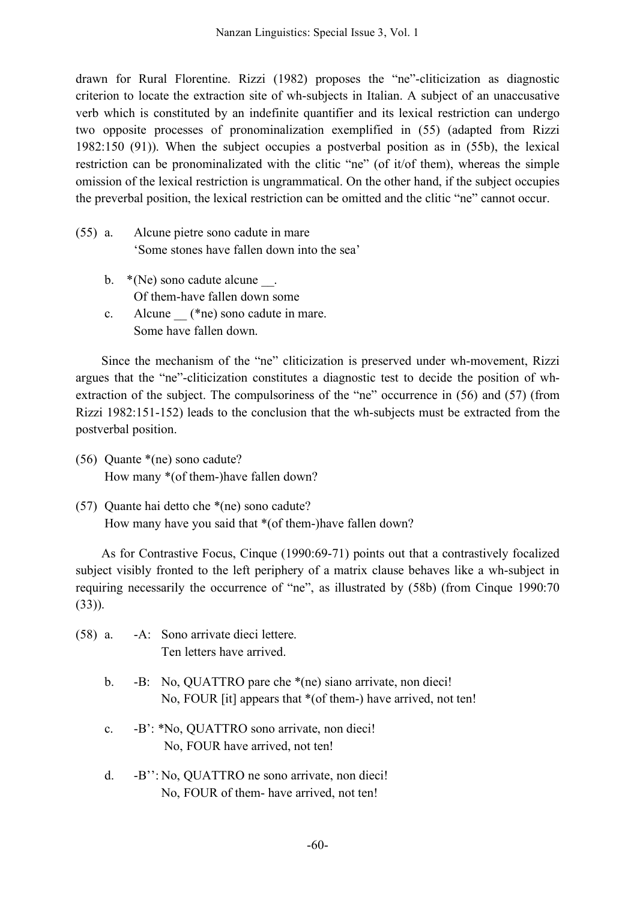drawn for Rural Florentine. Rizzi (1982) proposes the "ne"-cliticization as diagnostic criterion to locate the extraction site of wh-subjects in Italian. A subject of an unaccusative verb which is constituted by an indefinite quantifier and its lexical restriction can undergo two opposite processes of pronominalization exemplified in (55) (adapted from Rizzi 1982:150 (91)). When the subject occupies a postverbal position as in (55b), the lexical restriction can be pronominalizated with the clitic "ne" (of it/of them), whereas the simple omission of the lexical restriction is ungrammatical. On the other hand, if the subject occupies the preverbal position, the lexical restriction can be omitted and the clitic "ne" cannot occur.

(55) a. Alcune pietre sono cadute in mare
 'Some stones have fallen down into the sea'

 b. *(Ne) sono cadute alcune __.
 Of them-have fallen down some

 c. Alcune __ (*ne) sono cadute in mare.
 Some have fallen down.

Since the mechanism of the "ne" cliticization is preserved under wh-movement, Rizzi argues that the "ne"-cliticization constitutes a diagnostic test to decide the position of wh-extraction of the subject. The compulsoriness of the "ne" occurrence in (56) and (57) (from Rizzi 1982:151-152) leads to the conclusion that the wh-subjects must be extracted from the postverbal position.

(56) Quante *(ne) sono cadute?
 How many *(of them-)have fallen down?

(57) Quante hai detto che *(ne) sono cadute?
 How many have you said that *(of them-)have fallen down?

As for Contrastive Focus, Cinque (1990:69-71) points out that a contrastively focalized subject visibly fronted to the left periphery of a matrix clause behaves like a wh-subject in requiring necessarily the occurrence of "ne", as illustrated by (58b) (from Cinque 1990:70 (33)).

(58) a. -A: Sono arrivate dieci lettere.
 Ten letters have arrived.

 b. -B: No, QUATTRO pare che *(ne) siano arrivate, non dieci!
 No, FOUR [it] appears that *(of them-) have arrived, not ten!

 c. -B': *No, QUATTRO sono arrivate, non dieci!
 No, FOUR have arrived, not ten!

 d. -B'': No, QUATTRO ne sono arrivate, non dieci!
 No, FOUR of them- have arrived, not ten!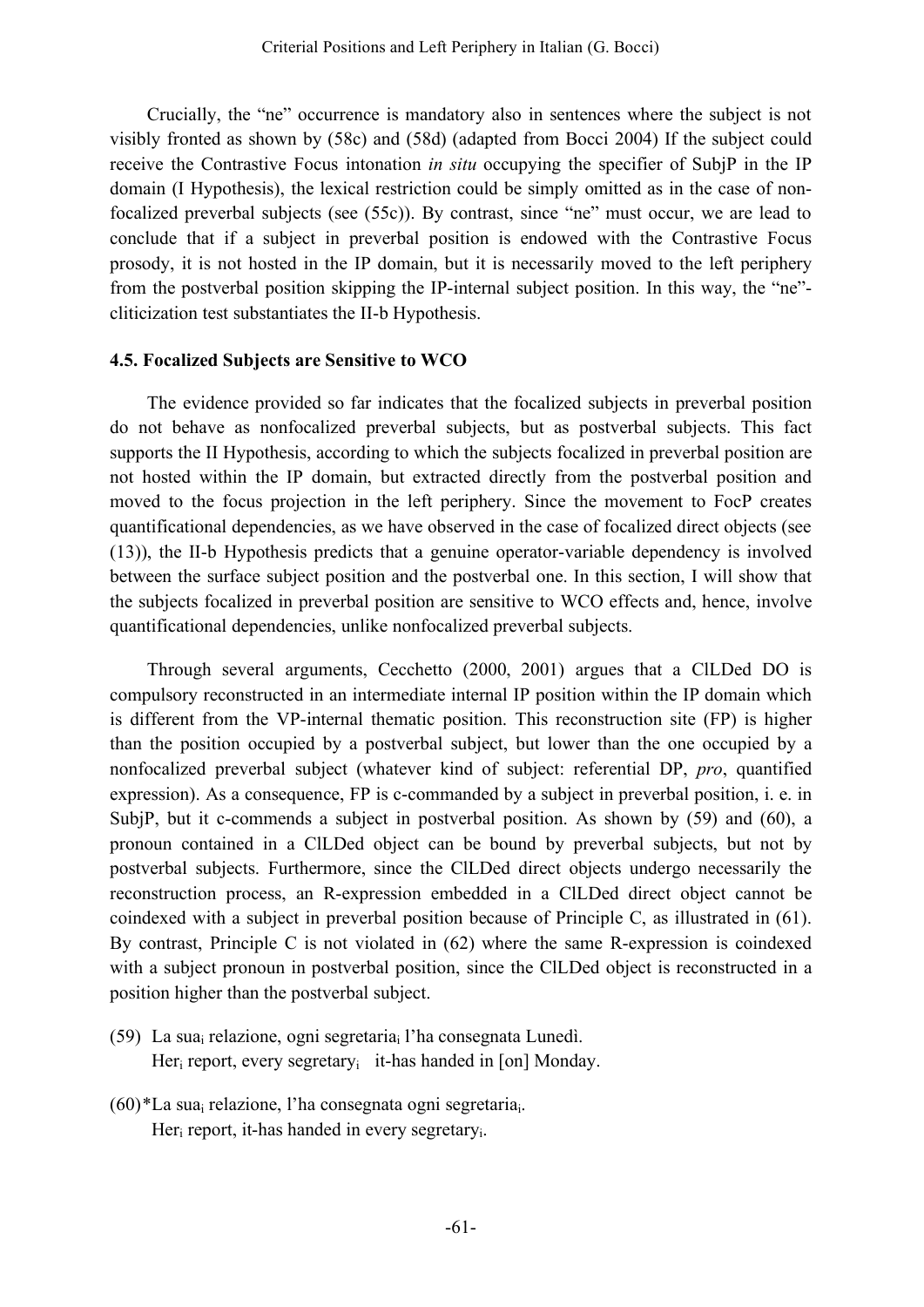Crucially, the "ne" occurrence is mandatory also in sentences where the subject is not visibly fronted as shown by (58c) and (58d) (adapted from Bocci 2004) If the subject could receive the Contrastive Focus intonation *in situ* occupying the specifier of SubjP in the IP domain (I Hypothesis), the lexical restriction could be simply omitted as in the case of non-focalized preverbal subjects (see (55c)). By contrast, since "ne" must occur, we are lead to conclude that if a subject in preverbal position is endowed with the Contrastive Focus prosody, it is not hosted in the IP domain, but it is necessarily moved to the left periphery from the postverbal position skipping the IP-internal subject position. In this way, the "ne"-cliticization test substantiates the II-b Hypothesis.

### 4.5. Focalized Subjects are Sensitive to WCO

The evidence provided so far indicates that the focalized subjects in preverbal position do not behave as nonfocalized preverbal subjects, but as postverbal subjects. This fact supports the II Hypothesis, according to which the subjects focalized in preverbal position are not hosted within the IP domain, but extracted directly from the postverbal position and moved to the focus projection in the left periphery. Since the movement to FocP creates quantificational dependencies, as we have observed in the case of focalized direct objects (see (13)), the II-b Hypothesis predicts that a genuine operator-variable dependency is involved between the surface subject position and the postverbal one. In this section, I will show that the subjects focalized in preverbal position are sensitive to WCO effects and, hence, involve quantificational dependencies, unlike nonfocalized preverbal subjects.

Through several arguments, Cecchetto (2000, 2001) argues that a ClLDed DO is compulsory reconstructed in an intermediate internal IP position within the IP domain which is different from the VP-internal thematic position. This reconstruction site (FP) is higher than the position occupied by a postverbal subject, but lower than the one occupied by a nonfocalized preverbal subject (whatever kind of subject: referential DP, *pro*, quantified expression). As a consequence, FP is c-commanded by a subject in preverbal position, i. e. in SubjP, but it c-commends a subject in postverbal position. As shown by (59) and (60), a pronoun contained in a ClLDed object can be bound by preverbal subjects, but not by postverbal subjects. Furthermore, since the ClLDed direct objects undergo necessarily the reconstruction process, an R-expression embedded in a ClLDed direct object cannot be coindexed with a subject in preverbal position because of Principle C, as illustrated in (61). By contrast, Principle C is not violated in (62) where the same R-expression is coindexed with a subject pronoun in postverbal position, since the ClLDed object is reconstructed in a position higher than the postverbal subject.

(59) La $sua_i$ relazione, ogni $segretaria_i$ l'ha consegnata Lunedì.
 $Her_i$ report, every $segretary_i$ it-has handed in [on] Monday.

(60) *La $sua_i$ relazione, l'ha consegnata ogni $segretaria_i$.
 $Her_i$ report, it-has handed in every $segretary_i$.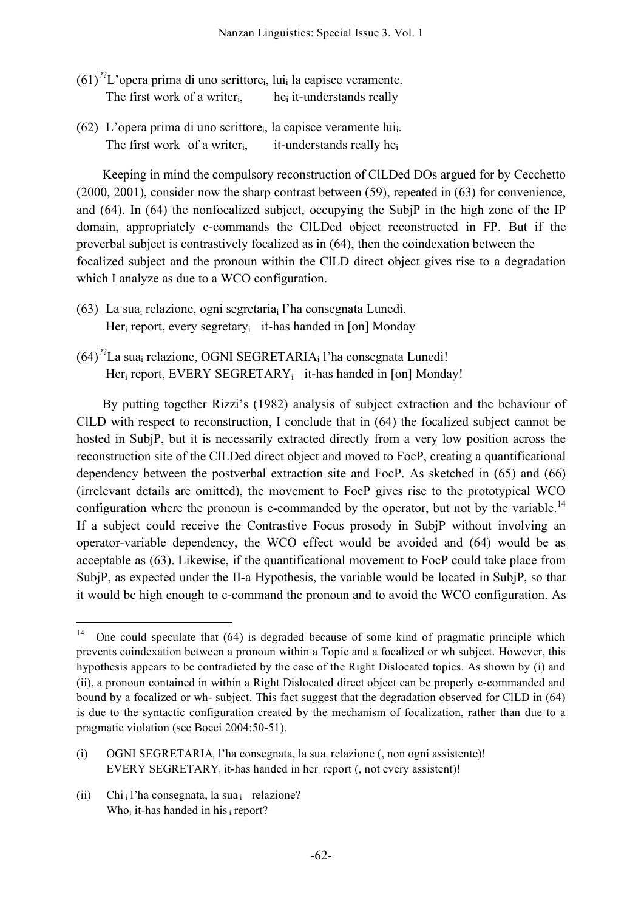(61) ??L'opera prima di uno scrittore$_i$, lui$_i$ la capisce veramente.
The first work of a writer$_i$, he$_i$ it-understands really

(62) L'opera prima di uno scrittore$_i$, la capisce veramente lui$_i$.
The first work of a writer$_i$, it-understands really he$_i$

Keeping in mind the compulsory reconstruction of ClLDed DOs argued for by Cecchetto (2000, 2001), consider now the sharp contrast between (59), repeated in (63) for convenience, and (64). In (64) the nonfocalized subject, occupying the SubjP in the high zone of the IP domain, appropriately c-commands the ClLDed object reconstructed in FP. But if the preverbal subject is contrastively focalized as in (64), then the coindexation between the focalized subject and the pronoun within the ClLD direct object gives rise to a degradation which I analyze as due to a WCO configuration.

(63) La sua$_i$ relazione, ogni segretaria$_i$ l'ha consegnata Lunedì.
Her$_i$ report, every segretary$_i$ it-has handed in [on] Monday

(64) ??La sua$_i$ relazione, OGNI SEGRETARIA$_i$ l'ha consegnata Lunedì!
Her$_i$ report, EVERY SEGRETARY$_i$ it-has handed in [on] Monday!

By putting together Rizzi's (1982) analysis of subject extraction and the behaviour of ClLD with respect to reconstruction, I conclude that in (64) the focalized subject cannot be hosted in SubjP, but it is necessarily extracted directly from a very low position across the reconstruction site of the ClLDed direct object and moved to FocP, creating a quantificational dependency between the postverbal extraction site and FocP. As sketched in (65) and (66) (irrelevant details are omitted), the movement to FocP gives rise to the prototypical WCO configuration where the pronoun is c-commanded by the operator, but not by the variable.[14] If a subject could receive the Contrastive Focus prosody in SubjP without involving an operator-variable dependency, the WCO effect would be avoided and (64) would be as acceptable as (63). Likewise, if the quantificational movement to FocP could take place from SubjP, as expected under the II-a Hypothesis, the variable would be located in SubjP, so that it would be high enough to c-command the pronoun and to avoid the WCO configuration. As

---

[14] One could speculate that (64) is degraded because of some kind of pragmatic principle which prevents coindexation between a pronoun within a Topic and a focalized or wh subject. However, this hypothesis appears to be contradicted by the case of the Right Dislocated topics. As shown by (i) and (ii), a pronoun contained in within a Right Dislocated direct object can be properly c-commanded and bound by a focalized or wh- subject. This fact suggest that the degradation observed for ClLD in (64) is due to the syntactic configuration created by the mechanism of focalization, rather than due to a pragmatic violation (see Bocci 2004:50-51).

(i) OGNI SEGRETARIA$_i$ l'ha consegnata, la sua$_i$ relazione (, non ogni assistente)!
EVERY SEGRETARY$_i$ it-has handed in her$_i$ report (, not every assistent)!

(ii) Chi$_i$ l'ha consegnata, la sua$_i$ relazione?
Who$_i$ it-has handed in his$_i$ report?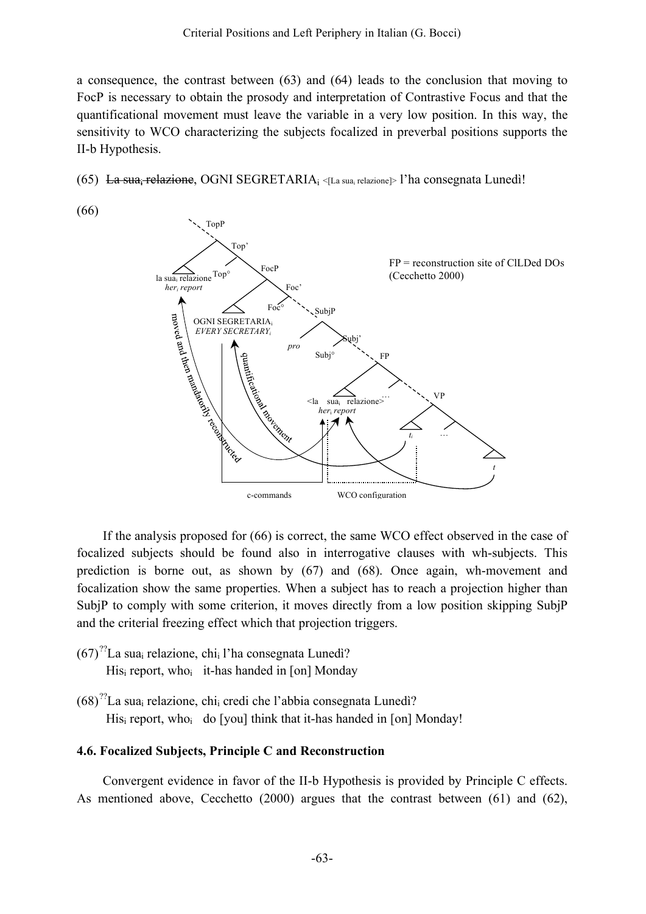a consequence, the contrast between (63) and (64) leads to the conclusion that moving to FocP is necessary to obtain the prosody and interpretation of Contrastive Focus and that the quantificational movement must leave the variable in a very low position. In this way, the sensitivity to WCO characterizing the subjects focalized in preverbal positions supports the II-b Hypothesis.

(65) ~~La sua$_i$ relazione~~, OGNI SEGRETARIA$_i$ <[La sua$_i$ relazione]> l'ha consegnata Lunedì!

(66)

[Tree diagram: TopP > Top' ; la sua$_i$ relazione (*her$_i$ report*) in Spec,TopP; Top°; FocP > Foc'; OGNI SEGRETARIA$_i$ (*EVERY SECRETARY$_i$*) in Spec,FocP; Foc°; SubjP > pro, Subj'; Subj°; FP > <la sua$_i$ relazione> (*her$_i$ report*) …; VP > $t_i$ … $t$. Arrows labeled "moved and then mandatorily reconstructed" and "quantificational movement"; brackets labeled "c-commands" and "WCO configuration". Note: FP = reconstruction site of ClLDed DOs (Cecchetto 2000)]

If the analysis proposed for (66) is correct, the same WCO effect observed in the case of focalized subjects should be found also in interrogative clauses with wh-subjects. This prediction is borne out, as shown by (67) and (68). Once again, wh-movement and focalization show the same properties. When a subject has to reach a projection higher than SubjP to comply with some criterion, it moves directly from a low position skipping SubjP and the criterial freezing effect which that projection triggers.

(67) ??La sua$_i$ relazione, chi$_i$ l'ha consegnata Lunedì?
His$_i$ report, who$_i$ it-has handed in [on] Monday

(68) ??La sua$_i$ relazione, chi$_i$ credi che l'abbia consegnata Lunedì?
His$_i$ report, who$_i$ do [you] think that it-has handed in [on] Monday!

### 4.6. Focalized Subjects, Principle C and Reconstruction

Convergent evidence in favor of the II-b Hypothesis is provided by Principle C effects. As mentioned above, Cecchetto (2000) argues that the contrast between (61) and (62),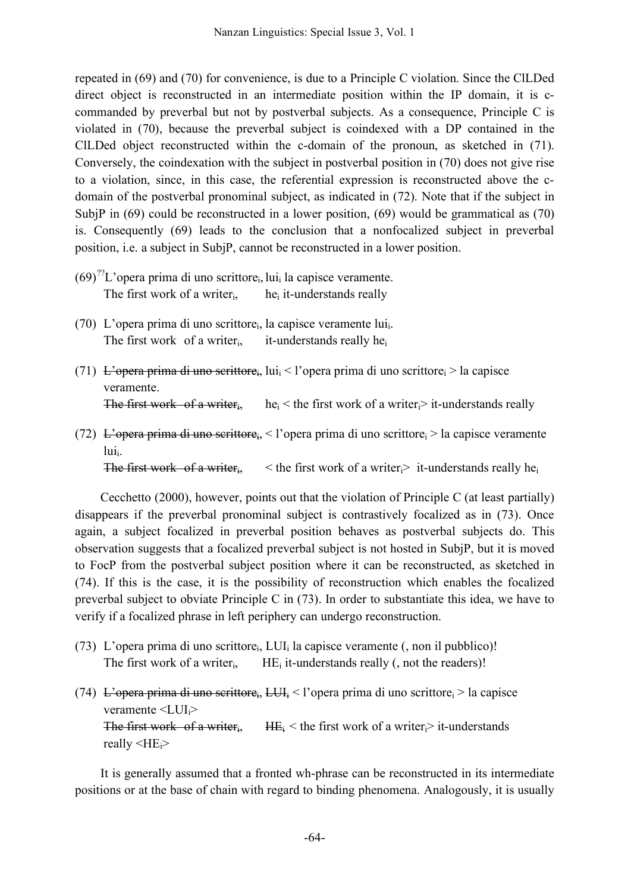repeated in (69) and (70) for convenience, is due to a Principle C violation. Since the ClLDed direct object is reconstructed in an intermediate position within the IP domain, it is c-commanded by preverbal but not by postverbal subjects. As a consequence, Principle C is violated in (70), because the preverbal subject is coindexed with a DP contained in the ClLDed object reconstructed within the c-domain of the pronoun, as sketched in (71). Conversely, the coindexation with the subject in postverbal position in (70) does not give rise to a violation, since, in this case, the referential expression is reconstructed above the c-domain of the postverbal pronominal subject, as indicated in (72). Note that if the subject in SubjP in (69) could be reconstructed in a lower position, (69) would be grammatical as (70) is. Consequently (69) leads to the conclusion that a nonfocalized subject in preverbal position, i.e. a subject in SubjP, cannot be reconstructed in a lower position.

(69) ??L'opera prima di uno scrittore$_i$, lui$_i$ la capisce veramente.
The first work of a writer$_i$, he$_i$ it-understands really

(70) L'opera prima di uno scrittore$_i$, la capisce veramente lui$_i$.
The first work of a writer$_i$, it-understands really he$_i$

(71) ~~L'opera prima di uno scrittore$_i$~~, lui$_i$ < l'opera prima di uno scrittore$_i$ > la capisce veramente.
~~The first work of a writer$_i$~~, he$_i$ < the first work of a writer$_i$> it-understands really

(72) ~~L'opera prima di uno scrittore$_i$~~, < l'opera prima di uno scrittore$_i$ > la capisce veramente lui$_i$.
~~The first work of a writer$_i$~~, < the first work of a writer$_i$> it-understands really he$_i$

Cecchetto (2000), however, points out that the violation of Principle C (at least partially) disappears if the preverbal pronominal subject is contrastively focalized as in (73). Once again, a subject focalized in preverbal position behaves as postverbal subjects do. This observation suggests that a focalized preverbal subject is not hosted in SubjP, but it is moved to FocP from the postverbal subject position where it can be reconstructed, as sketched in (74). If this is the case, it is the possibility of reconstruction which enables the focalized preverbal subject to obviate Principle C in (73). In order to substantiate this idea, we have to verify if a focalized phrase in left periphery can undergo reconstruction.

(73) L'opera prima di uno scrittore$_i$, LUI$_i$ la capisce veramente (, non il pubblico)!
The first work of a writer$_i$, HE$_i$ it-understands really (, not the readers)!

(74) ~~L'opera prima di uno scrittore$_i$~~, ~~LUI$_i$~~ < l'opera prima di uno scrittore$_i$ > la capisce veramente <LUI$_i$>
~~The first work of a writer$_i$~~, ~~HE$_i$~~ < the first work of a writer$_i$> it-understands really <HE$_i$>

It is generally assumed that a fronted wh-phrase can be reconstructed in its intermediate positions or at the base of chain with regard to binding phenomena. Analogously, it is usually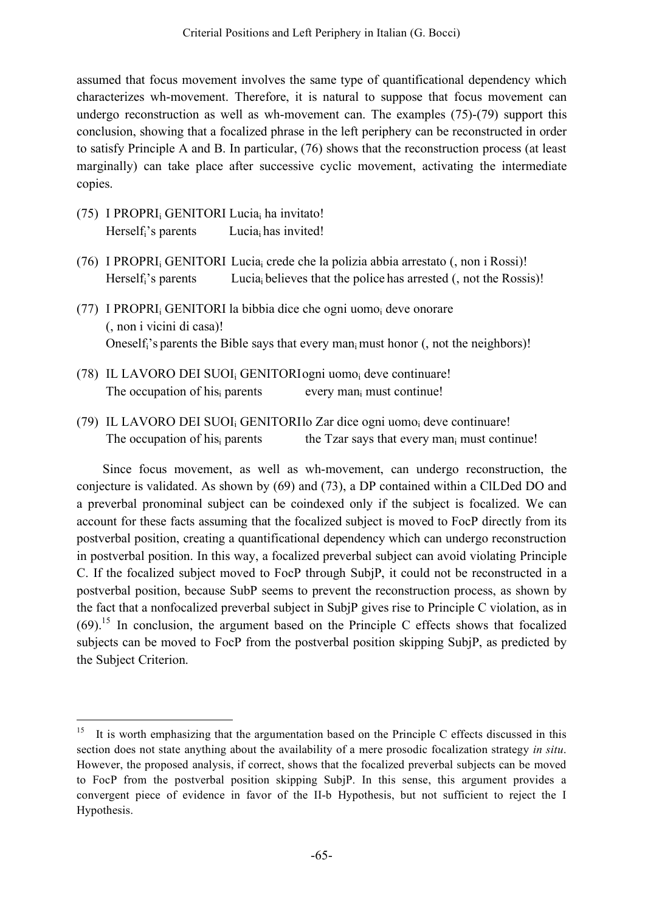assumed that focus movement involves the same type of quantificational dependency which characterizes wh-movement. Therefore, it is natural to suppose that focus movement can undergo reconstruction as well as wh-movement can. The examples (75)-(79) support this conclusion, showing that a focalized phrase in the left periphery can be reconstructed in order to satisfy Principle A and B. In particular, (76) shows that the reconstruction process (at least marginally) can take place after successive cyclic movement, activating the intermediate copies.

(75) I PROPRI$_i$ GENITORI Lucia$_i$ ha invitato!
Herself$_i$'s parents Lucia$_i$ has invited!

(76) I PROPRI$_i$ GENITORI Lucia$_i$ crede che la polizia abbia arrestato (, non i Rossi)!
Herself$_i$'s parents Lucia$_i$ believes that the police has arrested (, not the Rossis)!

(77) I PROPRI$_i$ GENITORI la bibbia dice che ogni uomo$_i$ deve onorare (, non i vicini di casa)!
Oneself$_i$'s parents the Bible says that every man$_i$ must honor (, not the neighbors)!

(78) IL LAVORO DEI SUOI$_i$ GENITORI ogni uomo$_i$ deve continuare!
The occupation of his$_i$ parents every man$_i$ must continue!

(79) IL LAVORO DEI SUOI$_i$ GENITORI lo Zar dice ogni uomo$_i$ deve continuare!
The occupation of his$_i$ parents the Tzar says that every man$_i$ must continue!

Since focus movement, as well as wh-movement, can undergo reconstruction, the conjecture is validated. As shown by (69) and (73), a DP contained within a ClLDed DO and a preverbal pronominal subject can be coindexed only if the subject is focalized. We can account for these facts assuming that the focalized subject is moved to FocP directly from its postverbal position, creating a quantificational dependency which can undergo reconstruction in postverbal position. In this way, a focalized preverbal subject can avoid violating Principle C. If the focalized subject moved to FocP through SubjP, it could not be reconstructed in a postverbal position, because SubP seems to prevent the reconstruction process, as shown by the fact that a nonfocalized preverbal subject in SubjP gives rise to Principle C violation, as in (69).[15] In conclusion, the argument based on the Principle C effects shows that focalized subjects can be moved to FocP from the postverbal position skipping SubjP, as predicted by the Subject Criterion.

[15] It is worth emphasizing that the argumentation based on the Principle C effects discussed in this section does not state anything about the availability of a mere prosodic focalization strategy *in situ*. However, the proposed analysis, if correct, shows that the focalized preverbal subjects can be moved to FocP from the postverbal position skipping SubjP. In this sense, this argument provides a convergent piece of evidence in favor of the II-b Hypothesis, but not sufficient to reject the I Hypothesis.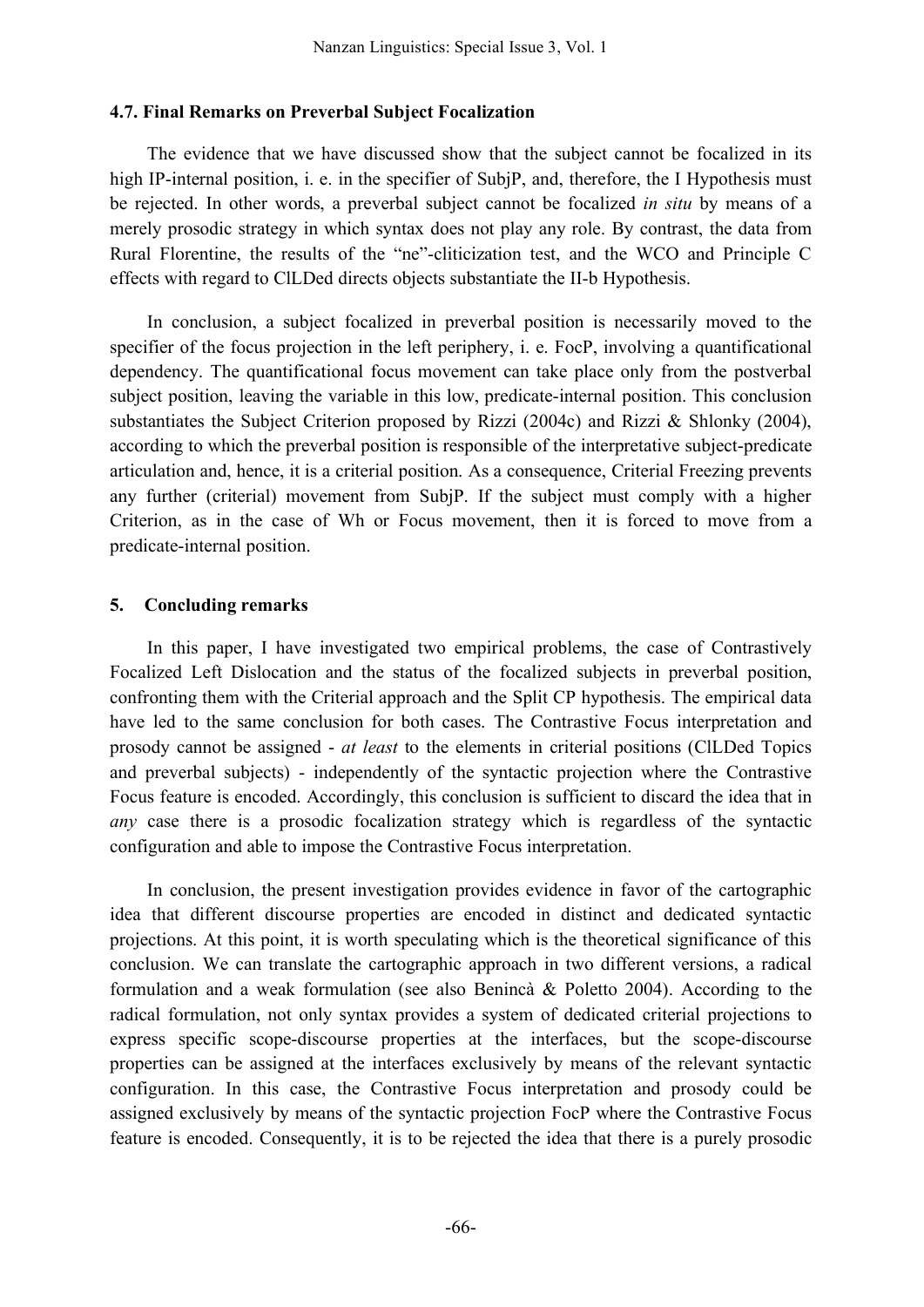### 4.7. Final Remarks on Preverbal Subject Focalization

The evidence that we have discussed show that the subject cannot be focalized in its high IP-internal position, i. e. in the specifier of SubjP, and, therefore, the I Hypothesis must be rejected. In other words, a preverbal subject cannot be focalized *in situ* by means of a merely prosodic strategy in which syntax does not play any role. By contrast, the data from Rural Florentine, the results of the "ne"-cliticization test, and the WCO and Principle C effects with regard to ClLDed directs objects substantiate the II-b Hypothesis.

In conclusion, a subject focalized in preverbal position is necessarily moved to the specifier of the focus projection in the left periphery, i. e. FocP, involving a quantificational dependency. The quantificational focus movement can take place only from the postverbal subject position, leaving the variable in this low, predicate-internal position. This conclusion substantiates the Subject Criterion proposed by Rizzi (2004c) and Rizzi & Shlonky (2004), according to which the preverbal position is responsible of the interpretative subject-predicate articulation and, hence, it is a criterial position. As a consequence, Criterial Freezing prevents any further (criterial) movement from SubjP. If the subject must comply with a higher Criterion, as in the case of Wh or Focus movement, then it is forced to move from a predicate-internal position.

## 5. Concluding remarks

In this paper, I have investigated two empirical problems, the case of Contrastively Focalized Left Dislocation and the status of the focalized subjects in preverbal position, confronting them with the Criterial approach and the Split CP hypothesis. The empirical data have led to the same conclusion for both cases. The Contrastive Focus interpretation and prosody cannot be assigned - *at least* to the elements in criterial positions (ClLDed Topics and preverbal subjects) - independently of the syntactic projection where the Contrastive Focus feature is encoded. Accordingly, this conclusion is sufficient to discard the idea that in *any* case there is a prosodic focalization strategy which is regardless of the syntactic configuration and able to impose the Contrastive Focus interpretation.

In conclusion, the present investigation provides evidence in favor of the cartographic idea that different discourse properties are encoded in distinct and dedicated syntactic projections. At this point, it is worth speculating which is the theoretical significance of this conclusion. We can translate the cartographic approach in two different versions, a radical formulation and a weak formulation (see also Benincà & Poletto 2004). According to the radical formulation, not only syntax provides a system of dedicated criterial projections to express specific scope-discourse properties at the interfaces, but the scope-discourse properties can be assigned at the interfaces exclusively by means of the relevant syntactic configuration. In this case, the Contrastive Focus interpretation and prosody could be assigned exclusively by means of the syntactic projection FocP where the Contrastive Focus feature is encoded. Consequently, it is to be rejected the idea that there is a purely prosodic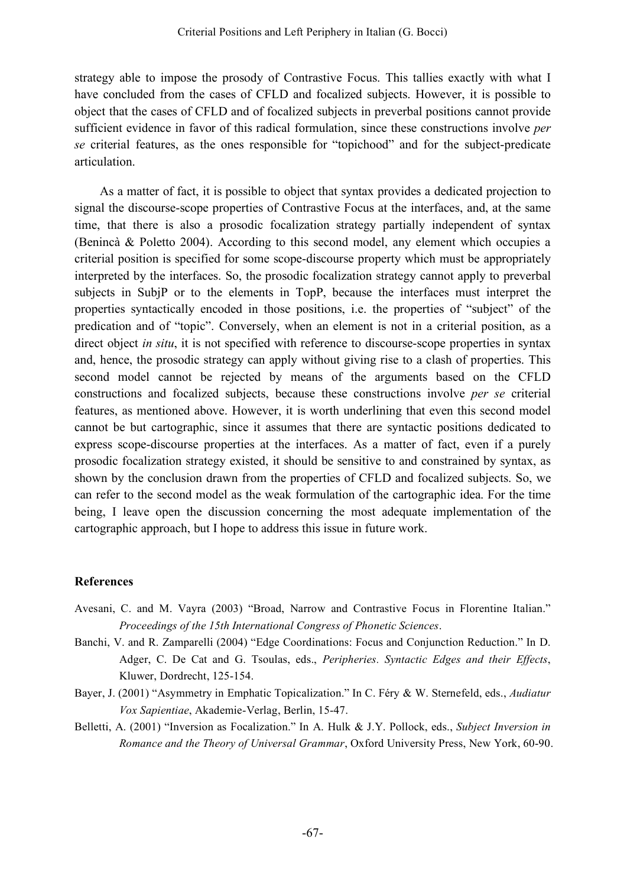strategy able to impose the prosody of Contrastive Focus. This tallies exactly with what I have concluded from the cases of CFLD and focalized subjects. However, it is possible to object that the cases of CFLD and of focalized subjects in preverbal positions cannot provide sufficient evidence in favor of this radical formulation, since these constructions involve *per se* criterial features, as the ones responsible for "topichood" and for the subject-predicate articulation.

As a matter of fact, it is possible to object that syntax provides a dedicated projection to signal the discourse-scope properties of Contrastive Focus at the interfaces, and, at the same time, that there is also a prosodic focalization strategy partially independent of syntax (Benincà & Poletto 2004). According to this second model, any element which occupies a criterial position is specified for some scope-discourse property which must be appropriately interpreted by the interfaces. So, the prosodic focalization strategy cannot apply to preverbal subjects in SubjP or to the elements in TopP, because the interfaces must interpret the properties syntactically encoded in those positions, i.e. the properties of "subject" of the predication and of "topic". Conversely, when an element is not in a criterial position, as a direct object *in situ*, it is not specified with reference to discourse-scope properties in syntax and, hence, the prosodic strategy can apply without giving rise to a clash of properties. This second model cannot be rejected by means of the arguments based on the CFLD constructions and focalized subjects, because these constructions involve *per se* criterial features, as mentioned above. However, it is worth underlining that even this second model cannot be but cartographic, since it assumes that there are syntactic positions dedicated to express scope-discourse properties at the interfaces. As a matter of fact, even if a purely prosodic focalization strategy existed, it should be sensitive to and constrained by syntax, as shown by the conclusion drawn from the properties of CFLD and focalized subjects. So, we can refer to the second model as the weak formulation of the cartographic idea. For the time being, I leave open the discussion concerning the most adequate implementation of the cartographic approach, but I hope to address this issue in future work.

## References

Avesani, C. and M. Vayra (2003) "Broad, Narrow and Contrastive Focus in Florentine Italian." *Proceedings of the 15th International Congress of Phonetic Sciences*.

Banchi, V. and R. Zamparelli (2004) "Edge Coordinations: Focus and Conjunction Reduction." In D. Adger, C. De Cat and G. Tsoulas, eds., *Peripheries. Syntactic Edges and their Effects*, Kluwer, Dordrecht, 125-154.

Bayer, J. (2001) "Asymmetry in Emphatic Topicalization." In C. Féry & W. Sternefeld, eds., *Audiatur Vox Sapientiae*, Akademie-Verlag, Berlin, 15-47.

Belletti, A. (2001) "Inversion as Focalization." In A. Hulk & J.Y. Pollock, eds., *Subject Inversion in Romance and the Theory of Universal Grammar*, Oxford University Press, New York, 60-90.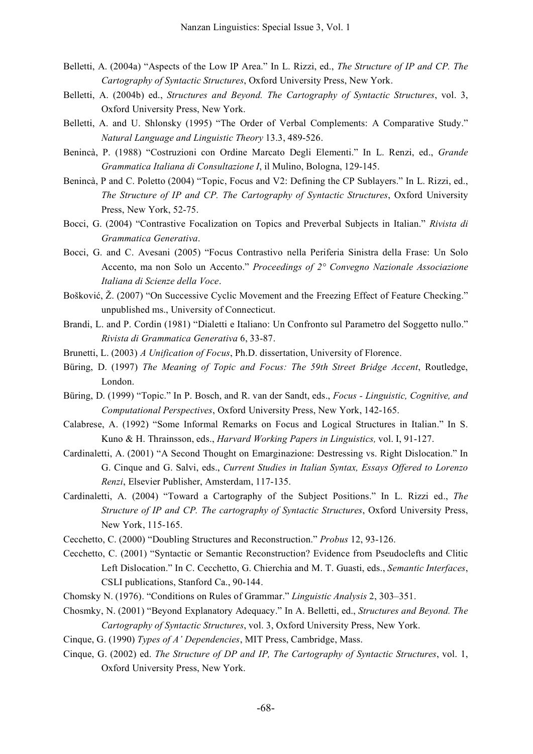Belletti, A. (2004a) "Aspects of the Low IP Area." In L. Rizzi, ed., *The Structure of IP and CP. The Cartography of Syntactic Structures*, Oxford University Press, New York.

Belletti, A. (2004b) ed., *Structures and Beyond. The Cartography of Syntactic Structures*, vol. 3, Oxford University Press, New York.

Belletti, A. and U. Shlonsky (1995) "The Order of Verbal Complements: A Comparative Study." *Natural Language and Linguistic Theory* 13.3, 489-526.

Benincà, P. (1988) "Costruzioni con Ordine Marcato Degli Elementi." In L. Renzi, ed., *Grande Grammatica Italiana di Consultazione I*, il Mulino, Bologna, 129-145.

Benincà, P and C. Poletto (2004) "Topic, Focus and V2: Defining the CP Sublayers." In L. Rizzi, ed., *The Structure of IP and CP. The Cartography of Syntactic Structures*, Oxford University Press, New York, 52-75.

Bocci, G. (2004) "Contrastive Focalization on Topics and Preverbal Subjects in Italian." *Rivista di Grammatica Generativa*.

Bocci, G. and C. Avesani (2005) "Focus Contrastivo nella Periferia Sinistra della Frase: Un Solo Accento, ma non Solo un Accento." *Proceedings of 2° Convegno Nazionale Associazione Italiana di Scienze della Voce*.

Bošković, Ž. (2007) "On Successive Cyclic Movement and the Freezing Effect of Feature Checking." unpublished ms., University of Connecticut.

Brandi, L. and P. Cordin (1981) "Dialetti e Italiano: Un Confronto sul Parametro del Soggetto nullo." *Rivista di Grammatica Generativa* 6, 33-87.

Brunetti, L. (2003) *A Unification of Focus*, Ph.D. dissertation, University of Florence.

Büring, D. (1997) *The Meaning of Topic and Focus: The 59th Street Bridge Accent*, Routledge, London.

Büring, D. (1999) "Topic." In P. Bosch, and R. van der Sandt, eds., *Focus - Linguistic, Cognitive, and Computational Perspectives*, Oxford University Press, New York, 142-165.

Calabrese, A. (1992) "Some Informal Remarks on Focus and Logical Structures in Italian." In S. Kuno & H. Thrainsson, eds., *Harvard Working Papers in Linguistics,* vol. I, 91-127.

Cardinaletti, A. (2001) "A Second Thought on Emarginazione: Destressing vs. Right Dislocation." In G. Cinque and G. Salvi, eds., *Current Studies in Italian Syntax, Essays Offered to Lorenzo Renzi*, Elsevier Publisher, Amsterdam, 117-135.

Cardinaletti, A. (2004) "Toward a Cartography of the Subject Positions." In L. Rizzi ed., *The Structure of IP and CP. The cartography of Syntactic Structures*, Oxford University Press, New York, 115-165.

Cecchetto, C. (2000) "Doubling Structures and Reconstruction." *Probus* 12, 93-126.

Cecchetto, C. (2001) "Syntactic or Semantic Reconstruction? Evidence from Pseudoclefts and Clitic Left Dislocation." In C. Cecchetto, G. Chierchia and M. T. Guasti, eds., *Semantic Interfaces*, CSLI publications, Stanford Ca., 90-144.

Chomsky N. (1976). "Conditions on Rules of Grammar." *Linguistic Analysis* 2, 303–351.

Chosmky, N. (2001) "Beyond Explanatory Adequacy." In A. Belletti, ed., *Structures and Beyond. The Cartography of Syntactic Structures*, vol. 3, Oxford University Press, New York.

Cinque, G. (1990) *Types of A' Dependencies*, MIT Press, Cambridge, Mass.

Cinque, G. (2002) ed. *The Structure of DP and IP, The Cartography of Syntactic Structures*, vol. 1, Oxford University Press, New York.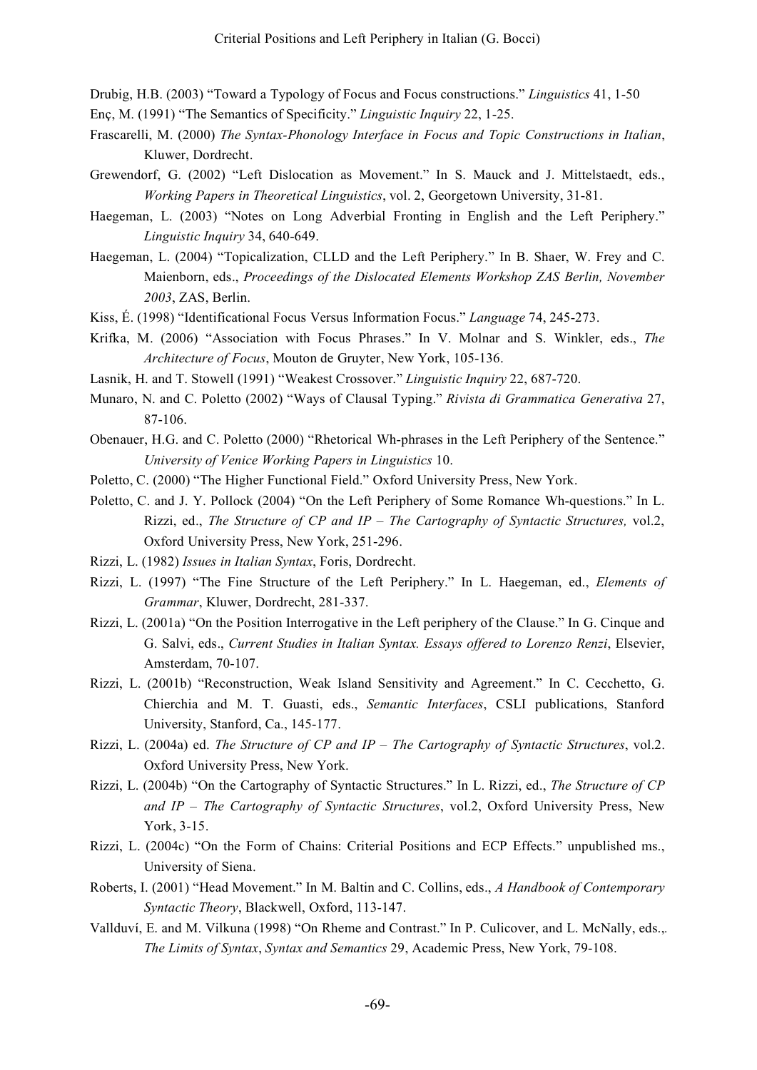Drubig, H.B. (2003) “Toward a Typology of Focus and Focus constructions.” *Linguistics* 41, 1-50

Enç, M. (1991) “The Semantics of Specificity.” *Linguistic Inquiry* 22, 1-25.

Frascarelli, M. (2000) *The Syntax-Phonology Interface in Focus and Topic Constructions in Italian*, Kluwer, Dordrecht.

Grewendorf, G. (2002) “Left Dislocation as Movement.” In S. Mauck and J. Mittelstaedt, eds., *Working Papers in Theoretical Linguistics*, vol. 2, Georgetown University, 31-81.

Haegeman, L. (2003) “Notes on Long Adverbial Fronting in English and the Left Periphery.” *Linguistic Inquiry* 34, 640-649.

Haegeman, L. (2004) “Topicalization, CLLD and the Left Periphery.” In B. Shaer, W. Frey and C. Maienborn, eds., *Proceedings of the Dislocated Elements Workshop ZAS Berlin, November 2003*, ZAS, Berlin.

Kiss, É. (1998) “Identificational Focus Versus Information Focus.” *Language* 74, 245-273.

Krifka, M. (2006) “Association with Focus Phrases.” In V. Molnar and S. Winkler, eds., *The Architecture of Focus*, Mouton de Gruyter, New York, 105-136.

Lasnik, H. and T. Stowell (1991) “Weakest Crossover.” *Linguistic Inquiry* 22, 687-720.

Munaro, N. and C. Poletto (2002) “Ways of Clausal Typing.” *Rivista di Grammatica Generativa* 27, 87-106.

Obenauer, H.G. and C. Poletto (2000) “Rhetorical Wh-phrases in the Left Periphery of the Sentence.” *University of Venice Working Papers in Linguistics* 10.

Poletto, C. (2000) “The Higher Functional Field.” Oxford University Press, New York.

Poletto, C. and J. Y. Pollock (2004) “On the Left Periphery of Some Romance Wh-questions.” In L. Rizzi, ed., *The Structure of CP and IP – The Cartography of Syntactic Structures,* vol.2, Oxford University Press, New York, 251-296.

Rizzi, L. (1982) *Issues in Italian Syntax*, Foris, Dordrecht.

Rizzi, L. (1997) “The Fine Structure of the Left Periphery.” In L. Haegeman, ed., *Elements of Grammar*, Kluwer, Dordrecht, 281-337.

Rizzi, L. (2001a) “On the Position Interrogative in the Left periphery of the Clause.” In G. Cinque and G. Salvi, eds., *Current Studies in Italian Syntax. Essays offered to Lorenzo Renzi*, Elsevier, Amsterdam, 70-107.

Rizzi, L. (2001b) “Reconstruction, Weak Island Sensitivity and Agreement.” In C. Cecchetto, G. Chierchia and M. T. Guasti, eds., *Semantic Interfaces*, CSLI publications, Stanford University, Stanford, Ca., 145-177.

Rizzi, L. (2004a) ed. *The Structure of CP and IP – The Cartography of Syntactic Structures*, vol.2. Oxford University Press, New York.

Rizzi, L. (2004b) “On the Cartography of Syntactic Structures.” In L. Rizzi, ed., *The Structure of CP and IP – The Cartography of Syntactic Structures*, vol.2, Oxford University Press, New York, 3-15.

Rizzi, L. (2004c) “On the Form of Chains: Criterial Positions and ECP Effects.” unpublished ms., University of Siena.

Roberts, I. (2001) “Head Movement.” In M. Baltin and C. Collins, eds., *A Handbook of Contemporary Syntactic Theory*, Blackwell, Oxford, 113-147.

Vallduví, E. and M. Vilkuna (1998) “On Rheme and Contrast.” In P. Culicover, and L. McNally, eds., *The Limits of Syntax*, *Syntax and Semantics* 29, Academic Press, New York, 79-108.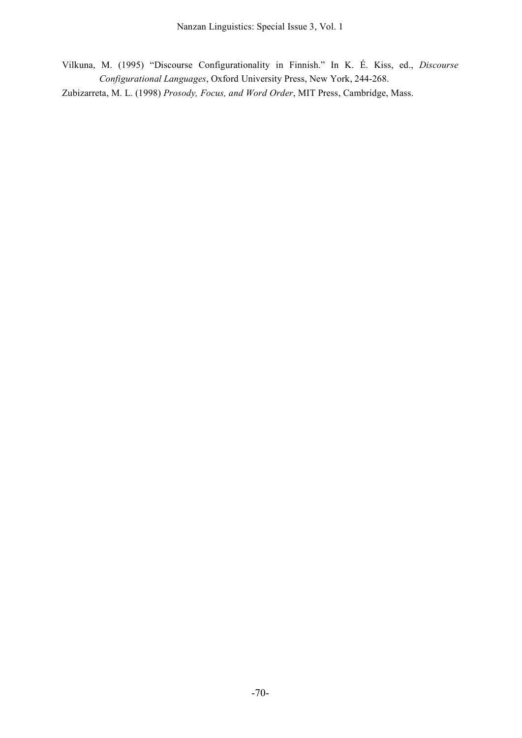Vilkuna, M. (1995) "Discourse Configurationality in Finnish." In K. É. Kiss, ed., *Discourse Configurational Languages*, Oxford University Press, New York, 244-268.

Zubizarreta, M. L. (1998) *Prosody, Focus, and Word Order*, MIT Press, Cambridge, Mass.